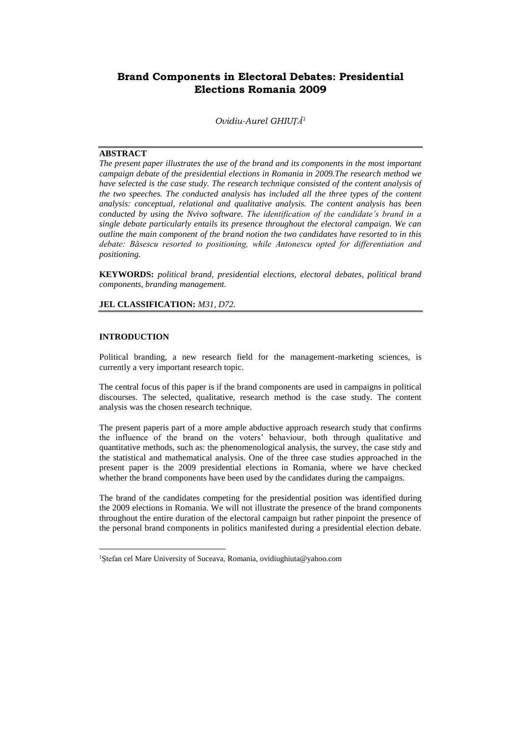# Brand Components in Electoral Debates: Presidential Elections Romania 2009

*Ovidiu-Aurel GHIUȚĂ*[1]

**ABSTRACT**

*The present paper illustrates the use of the brand and its components in the most important campaign debate of the presidential elections in Romania in 2009.The research method we have selected is the case study. The research technique consisted of the content analysis of the two speeches. The conducted analysis has included all the three types of the content analysis: conceptual, relational and qualitative analysis. The content analysis has been conducted by using the Nvivo software. The identification of the candidate's brand in a single debate particularly entails its presence throughout the electoral campaign. We can outline the main component of the brand notion the two candidates have resorted to in this debate: Băsescu resorted to positioning, while Antonescu opted for differentiation and positioning.*

**KEYWORDS:** *political brand, presidential elections, electoral debates, political brand components, branding management.*

**JEL CLASSIFICATION:** *M31, D72.*

## INTRODUCTION

Political branding, a new research field for the management-marketing sciences, is currently a very important research topic.

The central focus of this paper is if the brand components are used in campaigns in political discourses. The selected, qualitative, research method is the case study. The content analysis was the chosen research technique.

The present paperis part of a more ample abductive approach research study that confirms the influence of the brand on the voters' behaviour, both through qualitative and quantitative methods, such as: the phenomenological analysis, the survey, the case stdy and the statistical and mathematical analysis. One of the three case studies approached in the present paper is the 2009 presidential elections in Romania, where we have checked whether the brand components have been used by the candidates during the campaigns.

The brand of the candidates competing for the presidential position was identified during the 2009 elections in Romania. We will not illustrate the presence of the brand components throughout the entire duration of the electoral campaign but rather pinpoint the presence of the personal brand components in politics manifested during a presidential election debate.

---

[1] Ștefan cel Mare University of Suceava, Romania, ovidiughiuta@yahoo.com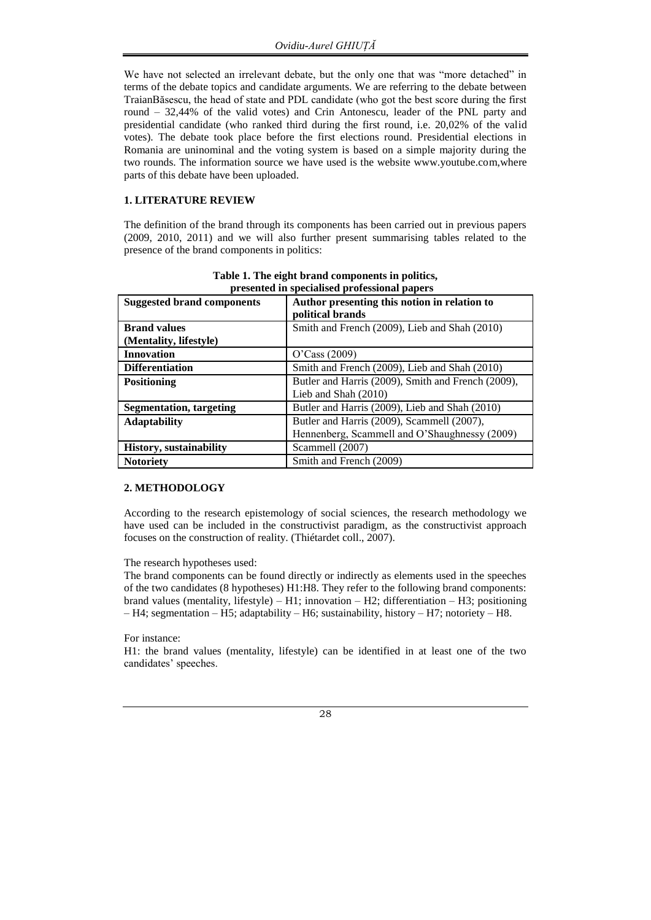We have not selected an irrelevant debate, but the only one that was "more detached" in terms of the debate topics and candidate arguments. We are referring to the debate between TraianBăsescu, the head of state and PDL candidate (who got the best score during the first round – 32,44% of the valid votes) and Crin Antonescu, leader of the PNL party and presidential candidate (who ranked third during the first round, i.e. 20,02% of the valid votes). The debate took place before the first elections round. Presidential elections in Romania are uninominal and the voting system is based on a simple majority during the two rounds. The information source we have used is the website www.youtube.com,where parts of this debate have been uploaded.

## 1. LITERATURE REVIEW

The definition of the brand through its components has been carried out in previous papers (2009, 2010, 2011) and we will also further present summarising tables related to the presence of the brand components in politics:

**Table 1. The eight brand components in politics, presented in specialised professional papers**

| Suggested brand components | Author presenting this notion in relation to political brands |
|---|---|
| **Brand values (Mentality, lifestyle)** | Smith and French (2009), Lieb and Shah (2010) |
| **Innovation** | O'Cass (2009) |
| **Differentiation** | Smith and French (2009), Lieb and Shah (2010) |
| **Positioning** | Butler and Harris (2009), Smith and French (2009), Lieb and Shah (2010) |
| **Segmentation, targeting** | Butler and Harris (2009), Lieb and Shah (2010) |
| **Adaptability** | Butler and Harris (2009), Scammell (2007), Hennenberg, Scammell and O'Shaughnessy (2009) |
| **History, sustainability** | Scammell (2007) |
| **Notoriety** | Smith and French (2009) |

## 2. METHODOLOGY

According to the research epistemology of social sciences, the research methodology we have used can be included in the constructivist paradigm, as the constructivist approach focuses on the construction of reality. (Thiétardet coll., 2007).

The research hypotheses used:
The brand components can be found directly or indirectly as elements used in the speeches of the two candidates (8 hypotheses) H1:H8. They refer to the following brand components: brand values (mentality, lifestyle) – H1; innovation – H2; differentiation – H3; positioning – H4; segmentation – H5; adaptability – H6; sustainability, history – H7; notoriety – H8.

For instance:
H1: the brand values (mentality, lifestyle) can be identified in at least one of the two candidates' speeches.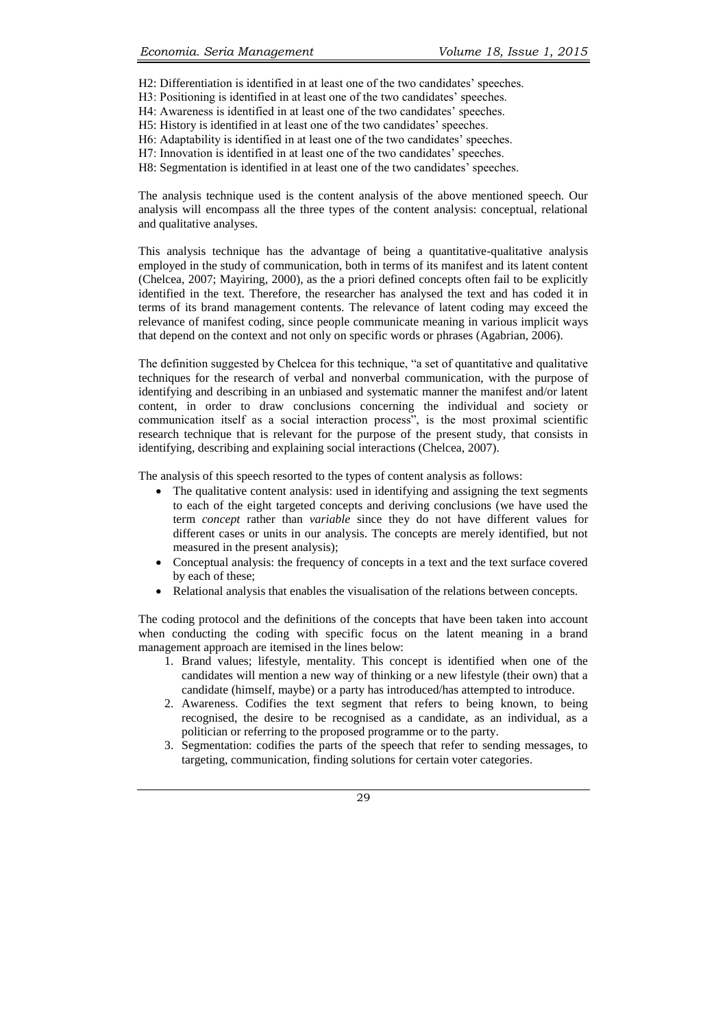H2: Differentiation is identified in at least one of the two candidates' speeches.
H3: Positioning is identified in at least one of the two candidates' speeches.
H4: Awareness is identified in at least one of the two candidates' speeches.
H5: History is identified in at least one of the two candidates' speeches.
H6: Adaptability is identified in at least one of the two candidates' speeches.
H7: Innovation is identified in at least one of the two candidates' speeches.
H8: Segmentation is identified in at least one of the two candidates' speeches.

The analysis technique used is the content analysis of the above mentioned speech. Our analysis will encompass all the three types of the content analysis: conceptual, relational and qualitative analyses.

This analysis technique has the advantage of being a quantitative-qualitative analysis employed in the study of communication, both in terms of its manifest and its latent content (Chelcea, 2007; Mayiring, 2000), as the a priori defined concepts often fail to be explicitly identified in the text. Therefore, the researcher has analysed the text and has coded it in terms of its brand management contents. The relevance of latent coding may exceed the relevance of manifest coding, since people communicate meaning in various implicit ways that depend on the context and not only on specific words or phrases (Agabrian, 2006).

The definition suggested by Chelcea for this technique, "a set of quantitative and qualitative techniques for the research of verbal and nonverbal communication, with the purpose of identifying and describing in an unbiased and systematic manner the manifest and/or latent content, in order to draw conclusions concerning the individual and society or communication itself as a social interaction process", is the most proximal scientific research technique that is relevant for the purpose of the present study, that consists in identifying, describing and explaining social interactions (Chelcea, 2007).

The analysis of this speech resorted to the types of content analysis as follows:

- The qualitative content analysis: used in identifying and assigning the text segments to each of the eight targeted concepts and deriving conclusions (we have used the term *concept* rather than *variable* since they do not have different values for different cases or units in our analysis. The concepts are merely identified, but not measured in the present analysis);
- Conceptual analysis: the frequency of concepts in a text and the text surface covered by each of these;
- Relational analysis that enables the visualisation of the relations between concepts.

The coding protocol and the definitions of the concepts that have been taken into account when conducting the coding with specific focus on the latent meaning in a brand management approach are itemised in the lines below:

1. Brand values; lifestyle, mentality. This concept is identified when one of the candidates will mention a new way of thinking or a new lifestyle (their own) that a candidate (himself, maybe) or a party has introduced/has attempted to introduce.
2. Awareness. Codifies the text segment that refers to being known, to being recognised, the desire to be recognised as a candidate, as an individual, as a politician or referring to the proposed programme or to the party.
3. Segmentation: codifies the parts of the speech that refer to sending messages, to targeting, communication, finding solutions for certain voter categories.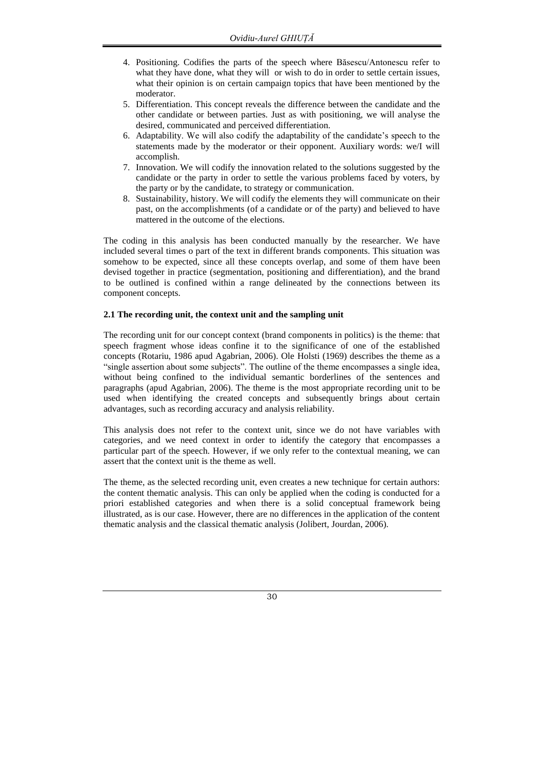4. Positioning. Codifies the parts of the speech where Băsescu/Antonescu refer to what they have done, what they will or wish to do in order to settle certain issues, what their opinion is on certain campaign topics that have been mentioned by the moderator.
5. Differentiation. This concept reveals the difference between the candidate and the other candidate or between parties. Just as with positioning, we will analyse the desired, communicated and perceived differentiation.
6. Adaptability. We will also codify the adaptability of the candidate's speech to the statements made by the moderator or their opponent. Auxiliary words: we/I will accomplish.
7. Innovation. We will codify the innovation related to the solutions suggested by the candidate or the party in order to settle the various problems faced by voters, by the party or by the candidate, to strategy or communication.
8. Sustainability, history. We will codify the elements they will communicate on their past, on the accomplishments (of a candidate or of the party) and believed to have mattered in the outcome of the elections.

The coding in this analysis has been conducted manually by the researcher. We have included several times o part of the text in different brands components. This situation was somehow to be expected, since all these concepts overlap, and some of them have been devised together in practice (segmentation, positioning and differentiation), and the brand to be outlined is confined within a range delineated by the connections between its component concepts.

### 2.1 The recording unit, the context unit and the sampling unit

The recording unit for our concept context (brand components in politics) is the theme: that speech fragment whose ideas confine it to the significance of one of the established concepts (Rotariu, 1986 apud Agabrian, 2006). Ole Holsti (1969) describes the theme as a "single assertion about some subjects". The outline of the theme encompasses a single idea, without being confined to the individual semantic borderlines of the sentences and paragraphs (apud Agabrian, 2006). The theme is the most appropriate recording unit to be used when identifying the created concepts and subsequently brings about certain advantages, such as recording accuracy and analysis reliability.

This analysis does not refer to the context unit, since we do not have variables with categories, and we need context in order to identify the category that encompasses a particular part of the speech. However, if we only refer to the contextual meaning, we can assert that the context unit is the theme as well.

The theme, as the selected recording unit, even creates a new technique for certain authors: the content thematic analysis. This can only be applied when the coding is conducted for a priori established categories and when there is a solid conceptual framework being illustrated, as is our case. However, there are no differences in the application of the content thematic analysis and the classical thematic analysis (Jolibert, Jourdan, 2006).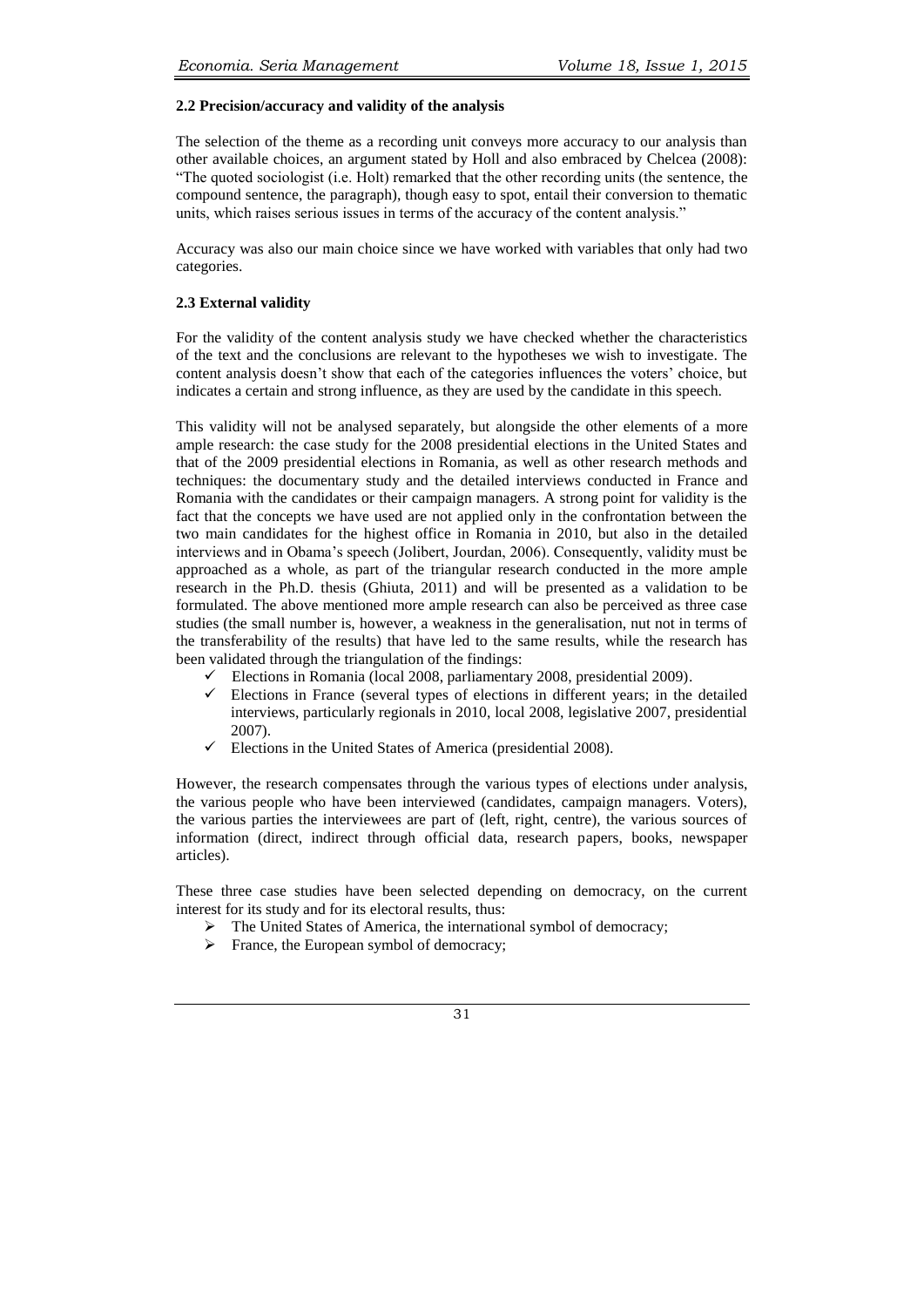### 2.2 Precision/accuracy and validity of the analysis

The selection of the theme as a recording unit conveys more accuracy to our analysis than other available choices, an argument stated by Holl and also embraced by Chelcea (2008): "The quoted sociologist (i.e. Holt) remarked that the other recording units (the sentence, the compound sentence, the paragraph), though easy to spot, entail their conversion to thematic units, which raises serious issues in terms of the accuracy of the content analysis."

Accuracy was also our main choice since we have worked with variables that only had two categories.

### 2.3 External validity

For the validity of the content analysis study we have checked whether the characteristics of the text and the conclusions are relevant to the hypotheses we wish to investigate. The content analysis doesn't show that each of the categories influences the voters' choice, but indicates a certain and strong influence, as they are used by the candidate in this speech.

This validity will not be analysed separately, but alongside the other elements of a more ample research: the case study for the 2008 presidential elections in the United States and that of the 2009 presidential elections in Romania, as well as other research methods and techniques: the documentary study and the detailed interviews conducted in France and Romania with the candidates or their campaign managers. A strong point for validity is the fact that the concepts we have used are not applied only in the confrontation between the two main candidates for the highest office in Romania in 2010, but also in the detailed interviews and in Obama's speech (Jolibert, Jourdan, 2006). Consequently, validity must be approached as a whole, as part of the triangular research conducted in the more ample research in the Ph.D. thesis (Ghiuta, 2011) and will be presented as a validation to be formulated. The above mentioned more ample research can also be perceived as three case studies (the small number is, however, a weakness in the generalisation, nut not in terms of the transferability of the results) that have led to the same results, while the research has been validated through the triangulation of the findings:

- ✓ Elections in Romania (local 2008, parliamentary 2008, presidential 2009).
- ✓ Elections in France (several types of elections in different years; in the detailed interviews, particularly regionals in 2010, local 2008, legislative 2007, presidential 2007).
- ✓ Elections in the United States of America (presidential 2008).

However, the research compensates through the various types of elections under analysis, the various people who have been interviewed (candidates, campaign managers. Voters), the various parties the interviewees are part of (left, right, centre), the various sources of information (direct, indirect through official data, research papers, books, newspaper articles).

These three case studies have been selected depending on democracy, on the current interest for its study and for its electoral results, thus:

- ➢ The United States of America, the international symbol of democracy;
- ➢ France, the European symbol of democracy;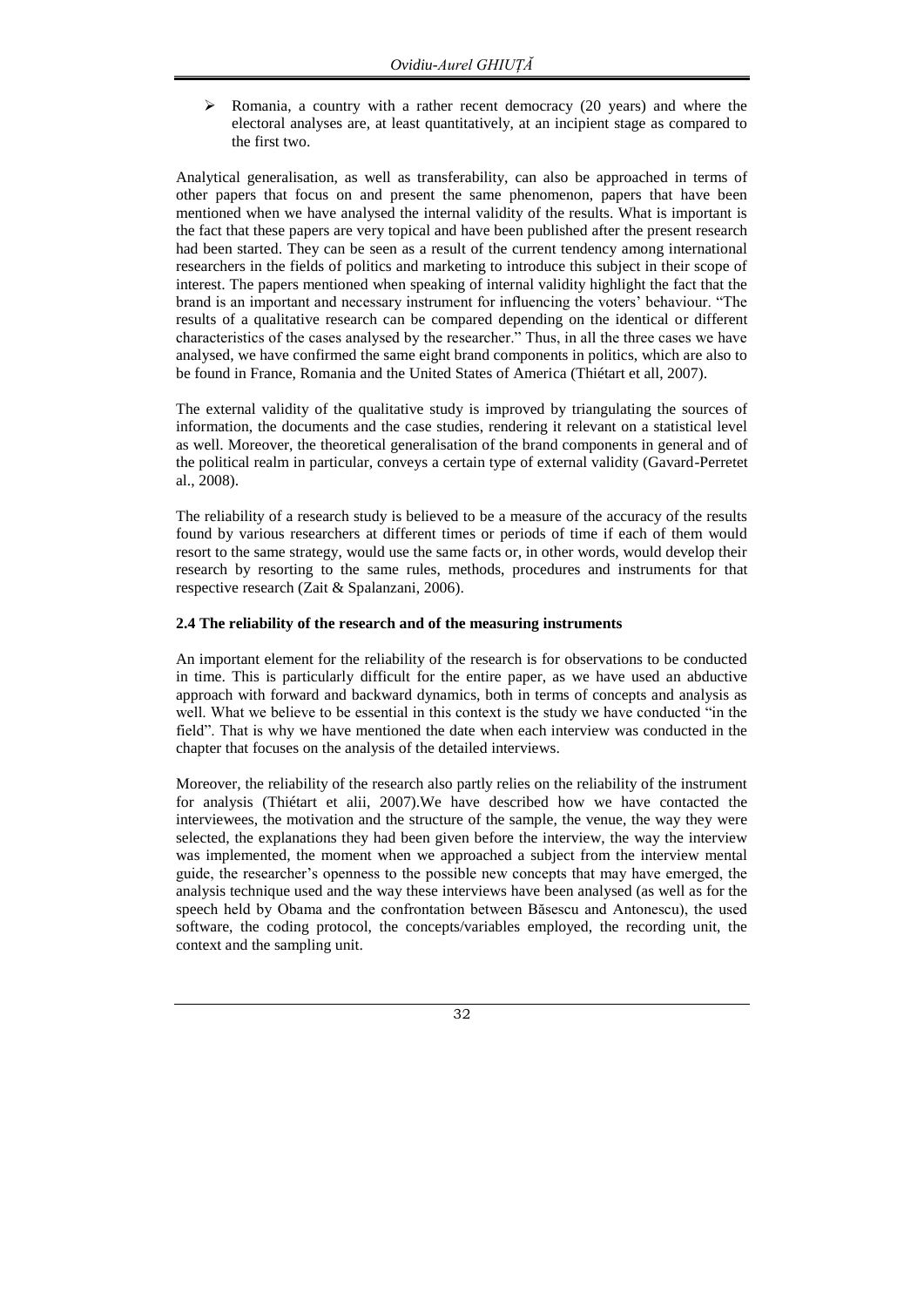- Romania, a country with a rather recent democracy (20 years) and where the electoral analyses are, at least quantitatively, at an incipient stage as compared to the first two.

Analytical generalisation, as well as transferability, can also be approached in terms of other papers that focus on and present the same phenomenon, papers that have been mentioned when we have analysed the internal validity of the results. What is important is the fact that these papers are very topical and have been published after the present research had been started. They can be seen as a result of the current tendency among international researchers in the fields of politics and marketing to introduce this subject in their scope of interest. The papers mentioned when speaking of internal validity highlight the fact that the brand is an important and necessary instrument for influencing the voters' behaviour. "The results of a qualitative research can be compared depending on the identical or different characteristics of the cases analysed by the researcher." Thus, in all the three cases we have analysed, we have confirmed the same eight brand components in politics, which are also to be found in France, Romania and the United States of America (Thiétart et all, 2007).

The external validity of the qualitative study is improved by triangulating the sources of information, the documents and the case studies, rendering it relevant on a statistical level as well. Moreover, the theoretical generalisation of the brand components in general and of the political realm in particular, conveys a certain type of external validity (Gavard-Perretet al., 2008).

The reliability of a research study is believed to be a measure of the accuracy of the results found by various researchers at different times or periods of time if each of them would resort to the same strategy, would use the same facts or, in other words, would develop their research by resorting to the same rules, methods, procedures and instruments for that respective research (Zait & Spalanzani, 2006).

### 2.4 The reliability of the research and of the measuring instruments

An important element for the reliability of the research is for observations to be conducted in time. This is particularly difficult for the entire paper, as we have used an abductive approach with forward and backward dynamics, both in terms of concepts and analysis as well. What we believe to be essential in this context is the study we have conducted "in the field". That is why we have mentioned the date when each interview was conducted in the chapter that focuses on the analysis of the detailed interviews.

Moreover, the reliability of the research also partly relies on the reliability of the instrument for analysis (Thiétart et alii, 2007).We have described how we have contacted the interviewees, the motivation and the structure of the sample, the venue, the way they were selected, the explanations they had been given before the interview, the way the interview was implemented, the moment when we approached a subject from the interview mental guide, the researcher's openness to the possible new concepts that may have emerged, the analysis technique used and the way these interviews have been analysed (as well as for the speech held by Obama and the confrontation between Băsescu and Antonescu), the used software, the coding protocol, the concepts/variables employed, the recording unit, the context and the sampling unit.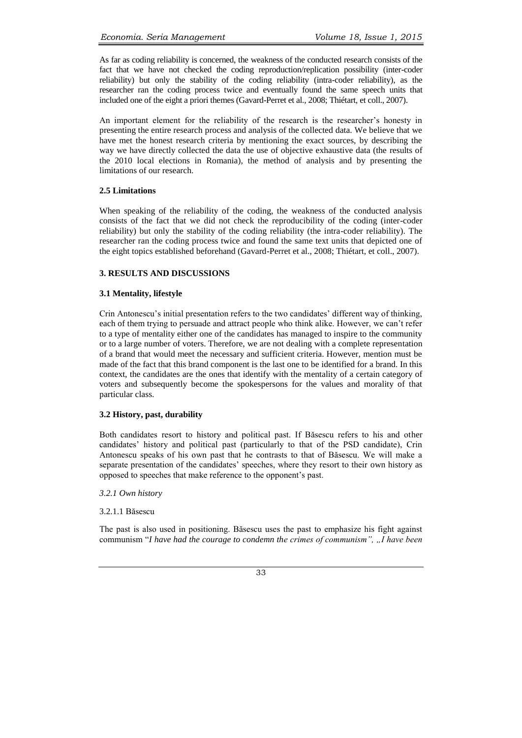As far as coding reliability is concerned, the weakness of the conducted research consists of the fact that we have not checked the coding reproduction/replication possibility (inter-coder reliability) but only the stability of the coding reliability (intra-coder reliability), as the researcher ran the coding process twice and eventually found the same speech units that included one of the eight a priori themes (Gavard-Perret et al., 2008; Thiétart, et coll., 2007).

An important element for the reliability of the research is the researcher's honesty in presenting the entire research process and analysis of the collected data. We believe that we have met the honest research criteria by mentioning the exact sources, by describing the way we have directly collected the data the use of objective exhaustive data (the results of the 2010 local elections in Romania), the method of analysis and by presenting the limitations of our research.

### 2.5 Limitations

When speaking of the reliability of the coding, the weakness of the conducted analysis consists of the fact that we did not check the reproducibility of the coding (inter-coder reliability) but only the stability of the coding reliability (the intra-coder reliability). The researcher ran the coding process twice and found the same text units that depicted one of the eight topics established beforehand (Gavard-Perret et al., 2008; Thiétart, et coll., 2007).

## 3. RESULTS AND DISCUSSIONS

### 3.1 Mentality, lifestyle

Crin Antonescu's initial presentation refers to the two candidates' different way of thinking, each of them trying to persuade and attract people who think alike. However, we can't refer to a type of mentality either one of the candidates has managed to inspire to the community or to a large number of voters. Therefore, we are not dealing with a complete representation of a brand that would meet the necessary and sufficient criteria. However, mention must be made of the fact that this brand component is the last one to be identified for a brand. In this context, the candidates are the ones that identify with the mentality of a certain category of voters and subsequently become the spokespersons for the values and morality of that particular class.

### 3.2 History, past, durability

Both candidates resort to history and political past. If Băsescu refers to his and other candidates' history and political past (particularly to that of the PSD candidate), Crin Antonescu speaks of his own past that he contrasts to that of Băsescu. We will make a separate presentation of the candidates' speeches, where they resort to their own history as opposed to speeches that make reference to the opponent's past.

*3.2.1 Own history*

3.2.1.1 Băsescu

The past is also used in positioning. Băsescu uses the past to emphasize his fight against communism "*I have had the courage to condemn the crimes of communism*", „*I have been*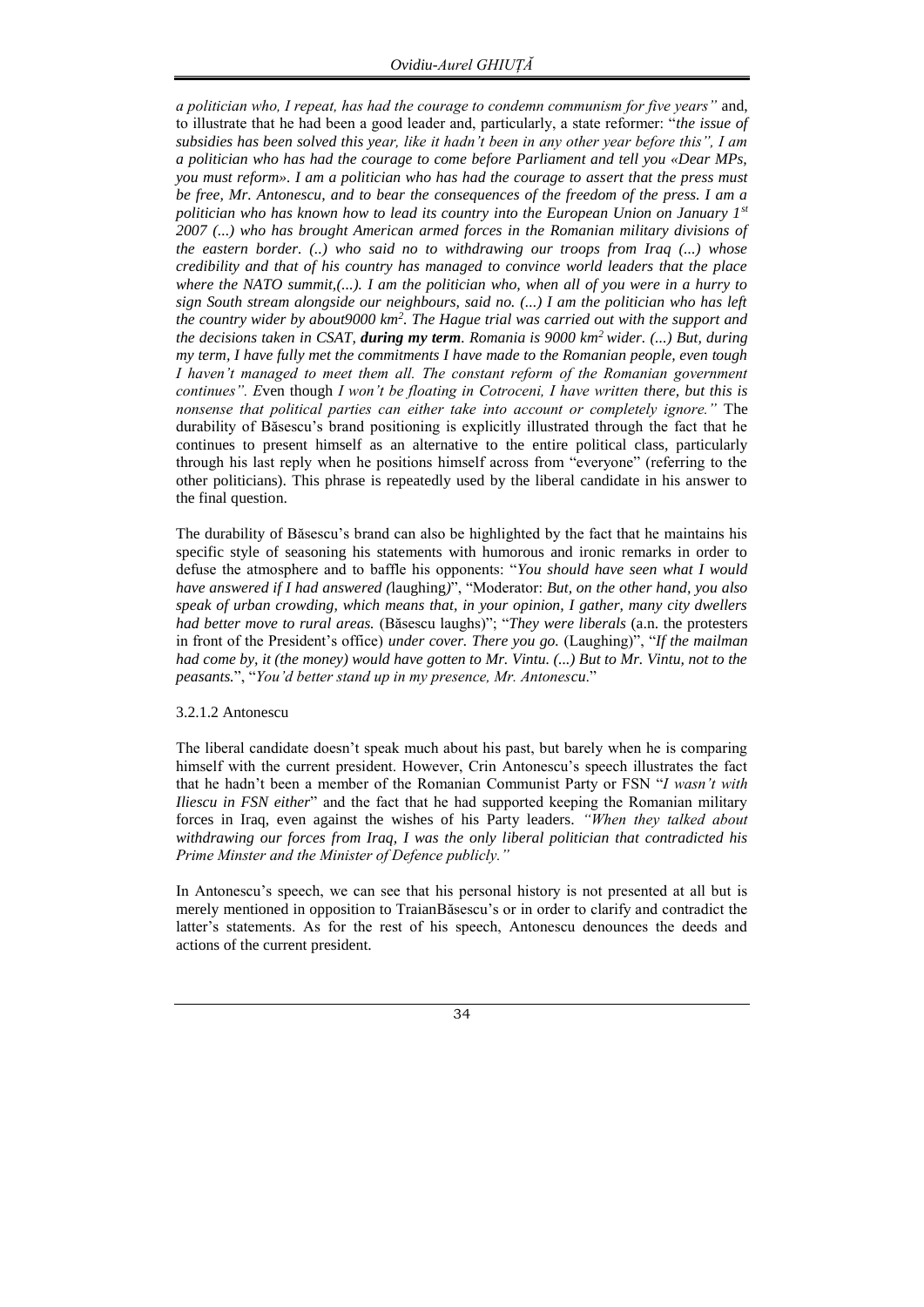*a politician who, I repeat, has had the courage to condemn communism for five years"* and, to illustrate that he had been a good leader and, particularly, a state reformer: "*the issue of subsidies has been solved this year, like it hadn't been in any other year before this", I am a politician who has had the courage to come before Parliament and tell you «Dear MPs, you must reform». I am a politician who has had the courage to assert that the press must be free, Mr. Antonescu, and to bear the consequences of the freedom of the press. I am a politician who has known how to lead its country into the European Union on January 1st 2007 (...) who has brought American armed forces in the Romanian military divisions of the eastern border. (..) who said no to withdrawing our troops from Iraq (...) whose credibility and that of his country has managed to convince world leaders that the place where the NATO summit,(...). I am the politician who, when all of you were in a hurry to sign South stream alongside our neighbours, said no. (...) I am the politician who has left the country wider by about9000 km². The Hague trial was carried out with the support and the decisions taken in CSAT, **during my term**. Romania is 9000 km² wider. (...) But, during my term, I have fully met the commitments I have made to the Romanian people, even tough I haven't managed to meet them all. The constant reform of the Romanian government continues". E*ven though *I won't be floating in Cotroceni, I have written* there, *but this is nonsense that political parties can either take into account or completely ignore."* The durability of Băsescu's brand positioning is explicitly illustrated through the fact that he continues to present himself as an alternative to the entire political class, particularly through his last reply when he positions himself across from "everyone" (referring to the other politicians). This phrase is repeatedly used by the liberal candidate in his answer to the final question.

The durability of Băsescu's brand can also be highlighted by the fact that he maintains his specific style of seasoning his statements with humorous and ironic remarks in order to defuse the atmosphere and to baffle his opponents: "*You should have seen what I would have answered if I had answered (*laughing*)*", "Moderator: *But, on the other hand, you also speak of urban crowding, which means that, in your opinion, I gather, many city dwellers had better move to rural areas.* (Băsescu laughs)"; "*They were liberals* (a.n. the protesters in front of the President's office) *under cover. There you go.* (Laughing)", "*If the mailman had come by, it (the money) would have gotten to Mr. Vintu. (...) But to Mr. Vintu, not to the peasants.*", "*You'd better stand up in my presence, Mr. Antonescu.*"

3.2.1.2 Antonescu

The liberal candidate doesn't speak much about his past, but barely when he is comparing himself with the current president. However, Crin Antonescu's speech illustrates the fact that he hadn't been a member of the Romanian Communist Party or FSN "*I wasn't with Iliescu in FSN either*" and the fact that he had supported keeping the Romanian military forces in Iraq, even against the wishes of his Party leaders. *"When they talked about withdrawing our forces from Iraq, I was the only liberal politician that contradicted his Prime Minster and the Minister of Defence publicly."*

In Antonescu's speech, we can see that his personal history is not presented at all but is merely mentioned in opposition to TraianBăsescu's or in order to clarify and contradict the latter's statements. As for the rest of his speech, Antonescu denounces the deeds and actions of the current president.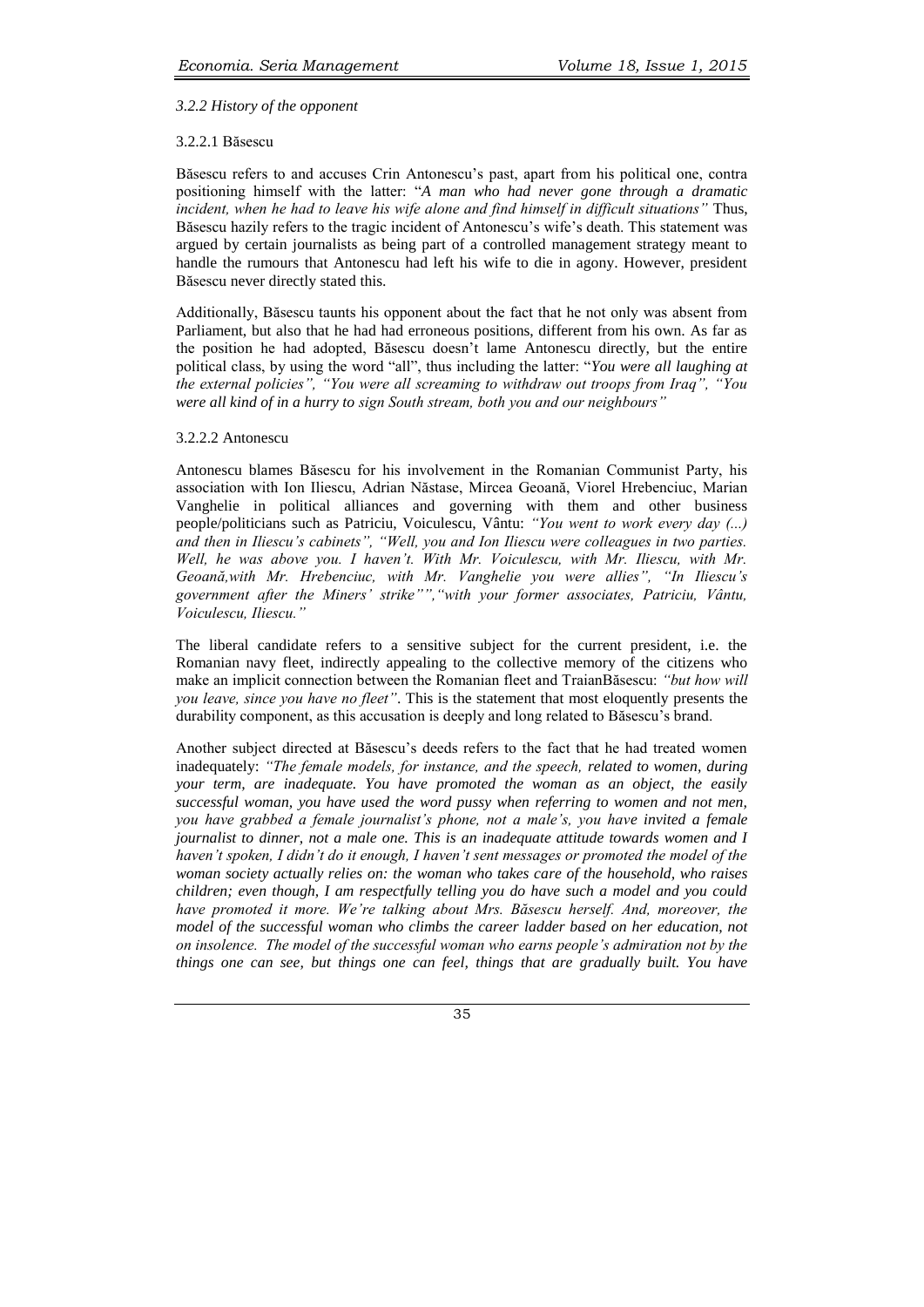### *3.2.2 History of the opponent*

#### 3.2.2.1 Băsescu

Băsescu refers to and accuses Crin Antonescu's past, apart from his political one, contra positioning himself with the latter: "*A man who had never gone through a dramatic incident, when he had to leave his wife alone and find himself in difficult situations"* Thus, Băsescu hazily refers to the tragic incident of Antonescu's wife's death. This statement was argued by certain journalists as being part of a controlled management strategy meant to handle the rumours that Antonescu had left his wife to die in agony. However, president Băsescu never directly stated this.

Additionally, Băsescu taunts his opponent about the fact that he not only was absent from Parliament, but also that he had had erroneous positions, different from his own. As far as the position he had adopted, Băsescu doesn't lame Antonescu directly, but the entire political class, by using the word "all", thus including the latter: "*You were all laughing at the external policies", "You were all screaming to withdraw out troops from Iraq", "You were all kind of in a hurry to sign South stream, both you and our neighbours"*

#### 3.2.2.2 Antonescu

Antonescu blames Băsescu for his involvement in the Romanian Communist Party, his association with Ion Iliescu, Adrian Năstase, Mircea Geoană, Viorel Hrebenciuc, Marian Vanghelie in political alliances and governing with them and other business people/politicians such as Patriciu, Voiculescu, Vântu: *"You went to work every day (...) and then in Iliescu's cabinets", "Well, you and Ion Iliescu were colleagues in two parties. Well, he was above you. I haven't. With Mr. Voiculescu, with Mr. Iliescu, with Mr. Geoană,with Mr. Hrebenciuc, with Mr. Vanghelie you were allies", "In Iliescu's government after the Miners' strike"","with your former associates, Patriciu, Vântu, Voiculescu, Iliescu."*

The liberal candidate refers to a sensitive subject for the current president, i.e. the Romanian navy fleet, indirectly appealing to the collective memory of the citizens who make an implicit connection between the Romanian fleet and TraianBăsescu: *"but how will you leave, since you have no fleet"*. This is the statement that most eloquently presents the durability component, as this accusation is deeply and long related to Băsescu's brand.

Another subject directed at Băsescu's deeds refers to the fact that he had treated women inadequately: *"The female models, for instance, and the speech, related to women, during your term, are inadequate. You have promoted the woman as an object, the easily successful woman, you have used the word pussy when referring to women and not men, you have grabbed a female journalist's phone, not a male's, you have invited a female journalist to dinner, not a male one. This is an inadequate attitude towards women and I haven't spoken, I didn't do it enough, I haven't sent messages or promoted the model of the woman society actually relies on: the woman who takes care of the household, who raises children; even though, I am respectfully telling you do have such a model and you could have promoted it more. We're talking about Mrs. Băsescu herself. And, moreover, the model of the successful woman who climbs the career ladder based on her education, not on insolence. The model of the successful woman who earns people's admiration not by the things one can see, but things one can feel, things that are gradually built. You have*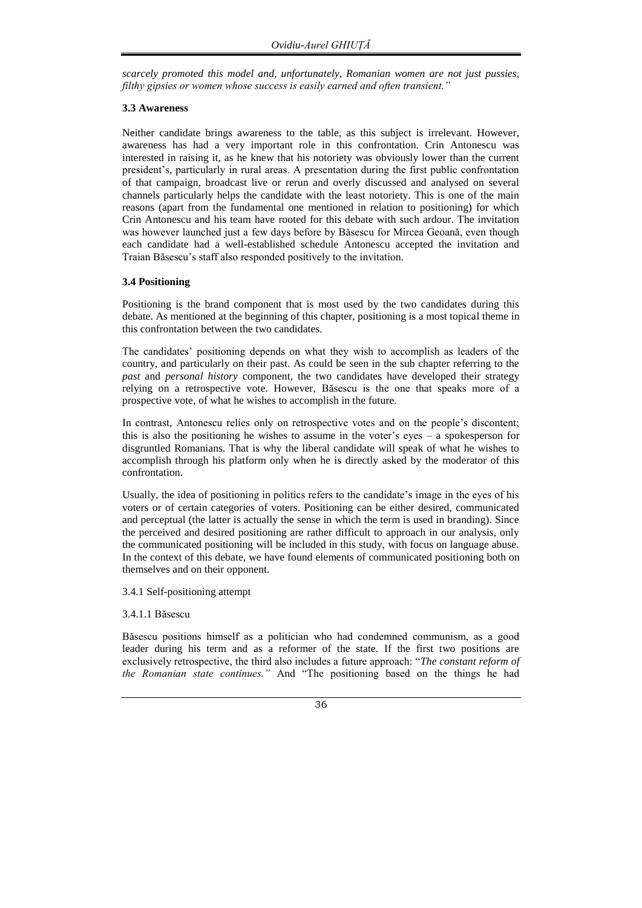*scarcely promoted this model and, unfortunately, Romanian women are not just pussies, filthy gipsies or women whose success is easily earned and often transient."*

### 3.3 Awareness

Neither candidate brings awareness to the table, as this subject is irrelevant. However, awareness has had a very important role in this confrontation. Crin Antonescu was interested in raising it, as he knew that his notoriety was obviously lower than the current president's, particularly in rural areas. A presentation during the first public confrontation of that campaign, broadcast live or rerun and overly discussed and analysed on several channels particularly helps the candidate with the least notoriety. This is one of the main reasons (apart from the fundamental one mentioned in relation to positioning) for which Crin Antonescu and his team have rooted for this debate with such ardour. The invitation was however launched just a few days before by Băsescu for Mircea Geoană, even though each candidate had a well-established schedule Antonescu accepted the invitation and Traian Băsescu's staff also responded positively to the invitation.

### 3.4 Positioning

Positioning is the brand component that is most used by the two candidates during this debate. As mentioned at the beginning of this chapter, positioning is a most topical theme in this confrontation between the two candidates.

The candidates' positioning depends on what they wish to accomplish as leaders of the country, and particularly on their past. As could be seen in the sub chapter referring to the *past* and *personal history* component, the two candidates have developed their strategy relying on a retrospective vote. However, Băsescu is the one that speaks more of a prospective vote, of what he wishes to accomplish in the future.

In contrast, Antonescu relies only on retrospective votes and on the people's discontent; this is also the positioning he wishes to assume in the voter's eyes – a spokesperson for disgruntled Romanians. That is why the liberal candidate will speak of what he wishes to accomplish through his platform only when he is directly asked by the moderator of this confrontation.

Usually, the idea of positioning in politics refers to the candidate's image in the eyes of his voters or of certain categories of voters. Positioning can be either desired, communicated and perceptual (the latter is actually the sense in which the term is used in branding). Since the perceived and desired positioning are rather difficult to approach in our analysis, only the communicated positioning will be included in this study, with focus on language abuse. In the context of this debate, we have found elements of communicated positioning both on themselves and on their opponent.

3.4.1 Self-positioning attempt

3.4.1.1 Băsescu

Băsescu positions himself as a politician who had condemned communism, as a good leader during his term and as a reformer of the state. If the first two positions are exclusively retrospective, the third also includes a future approach: "*The constant reform of the Romanian state continues."* And "The positioning based on the things he had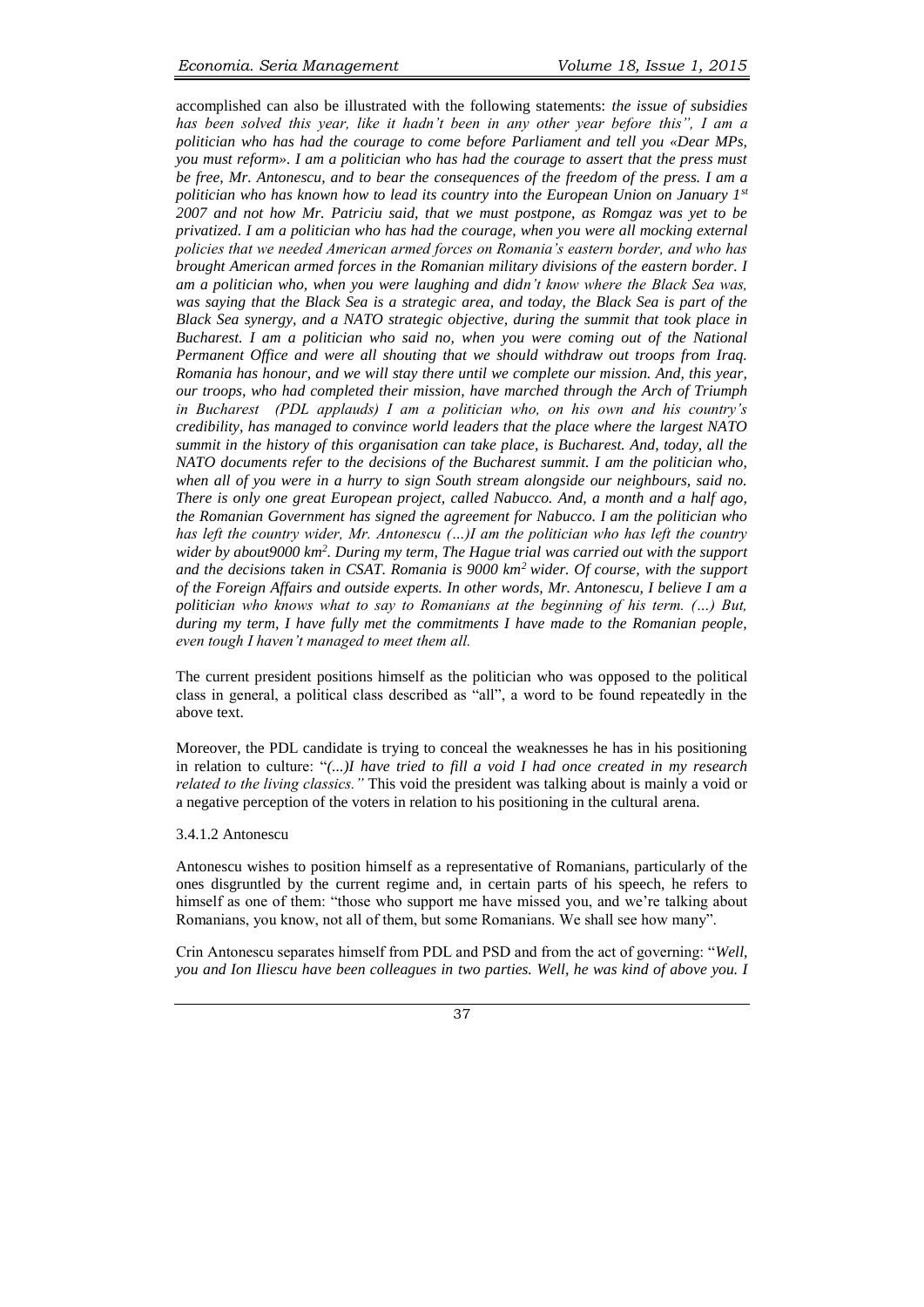accomplished can also be illustrated with the following statements: *the issue of subsidies has been solved this year, like it hadn't been in any other year before this", I am a politician who has had the courage to come before Parliament and tell you «Dear MPs, you must reform». I am a politician who has had the courage to assert that the press must be free, Mr. Antonescu, and to bear the consequences of the freedom of the press. I am a politician who has known how to lead its country into the European Union on January 1$^{st}$ 2007 and not how Mr. Patriciu said, that we must postpone, as Romgaz was yet to be privatized. I am a politician who has had the courage, when you were all mocking external policies that we needed American armed forces on Romania's eastern border, and who has brought American armed forces in the Romanian military divisions of the eastern border. I am a politician who, when you were laughing and didn't know where the Black Sea was, was saying that the Black Sea is a strategic area, and today, the Black Sea is part of the Black Sea synergy, and a NATO strategic objective, during the summit that took place in Bucharest. I am a politician who said no, when you were coming out of the National Permanent Office and were all shouting that we should withdraw out troops from Iraq. Romania has honour, and we will stay there until we complete our mission. And, this year, our troops, who had completed their mission, have marched through the Arch of Triumph in Bucharest (PDL applauds) I am a politician who, on his own and his country's credibility, has managed to convince world leaders that the place where the largest NATO summit in the history of this organisation can take place, is Bucharest. And, today, all the NATO documents refer to the decisions of the Bucharest summit. I am the politician who, when all of you were in a hurry to sign South stream alongside our neighbours, said no. There is only one great European project, called Nabucco. And, a month and a half ago, the Romanian Government has signed the agreement for Nabucco. I am the politician who has left the country wider, Mr. Antonescu (…)I am the politician who has left the country wider by about9000 km$^2$. During my term, The Hague trial was carried out with the support and the decisions taken in CSAT. Romania is 9000 km$^2$ wider. Of course, with the support of the Foreign Affairs and outside experts. In other words, Mr. Antonescu, I believe I am a politician who knows what to say to Romanians at the beginning of his term. (…) But, during my term, I have fully met the commitments I have made to the Romanian people, even tough I haven't managed to meet them all.*

The current president positions himself as the politician who was opposed to the political class in general, a political class described as "all", a word to be found repeatedly in the above text.

Moreover, the PDL candidate is trying to conceal the weaknesses he has in his positioning in relation to culture: "*(...)I have tried to fill a void I had once created in my research related to the living classics."* This void the president was talking about is mainly a void or a negative perception of the voters in relation to his positioning in the cultural arena.

3.4.1.2 Antonescu

Antonescu wishes to position himself as a representative of Romanians, particularly of the ones disgruntled by the current regime and, in certain parts of his speech, he refers to himself as one of them: "those who support me have missed you, and we're talking about Romanians, you know, not all of them, but some Romanians. We shall see how many".

Crin Antonescu separates himself from PDL and PSD and from the act of governing: "*Well, you and Ion Iliescu have been colleagues in two parties. Well, he was kind of above you. I*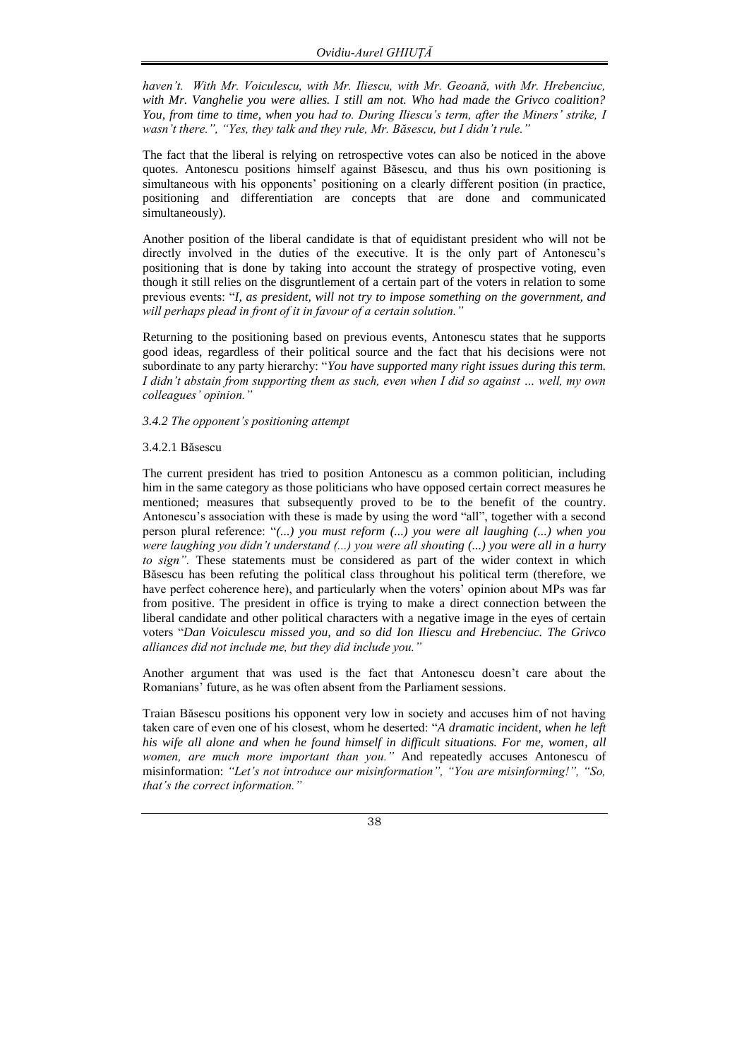*haven't. With Mr. Voiculescu, with Mr. Iliescu, with Mr. Geoană, with Mr. Hrebenciuc, with Mr. Vanghelie you were allies. I still am not. Who had made the Grivco coalition? You, from time to time, when you had to. During Iliescu's term, after the Miners' strike, I wasn't there.", "Yes, they talk and they rule, Mr. Băsescu, but I didn't rule."*

The fact that the liberal is relying on retrospective votes can also be noticed in the above quotes. Antonescu positions himself against Băsescu, and thus his own positioning is simultaneous with his opponents' positioning on a clearly different position (in practice, positioning and differentiation are concepts that are done and communicated simultaneously).

Another position of the liberal candidate is that of equidistant president who will not be directly involved in the duties of the executive. It is the only part of Antonescu's positioning that is done by taking into account the strategy of prospective voting, even though it still relies on the disgruntlement of a certain part of the voters in relation to some previous events: "*I, as president, will not try to impose something on the government, and will perhaps plead in front of it in favour of a certain solution.*"

Returning to the positioning based on previous events, Antonescu states that he supports good ideas, regardless of their political source and the fact that his decisions were not subordinate to any party hierarchy: "*You have supported many right issues during this term. I didn't abstain from supporting them as such, even when I did so against … well, my own colleagues' opinion.*"

### *3.4.2 The opponent's positioning attempt*

#### 3.4.2.1 Băsescu

The current president has tried to position Antonescu as a common politician, including him in the same category as those politicians who have opposed certain correct measures he mentioned; measures that subsequently proved to be to the benefit of the country. Antonescu's association with these is made by using the word "all", together with a second person plural reference: "*(...) you must reform (...) you were all laughing (...) when you were laughing you didn't understand (...) you were all shouting (...) you were all in a hurry to sign".* These statements must be considered as part of the wider context in which Băsescu has been refuting the political class throughout his political term (therefore, we have perfect coherence here), and particularly when the voters' opinion about MPs was far from positive. The president in office is trying to make a direct connection between the liberal candidate and other political characters with a negative image in the eyes of certain voters "*Dan Voiculescu missed you, and so did Ion Iliescu and Hrebenciuc. The Grivco alliances did not include me, but they did include you.*"

Another argument that was used is the fact that Antonescu doesn't care about the Romanians' future, as he was often absent from the Parliament sessions.

Traian Băsescu positions his opponent very low in society and accuses him of not having taken care of even one of his closest, whom he deserted: "*A dramatic incident, when he left his wife all alone and when he found himself in difficult situations. For me, women, all women, are much more important than you.*" And repeatedly accuses Antonescu of misinformation: *"Let's not introduce our misinformation", "You are misinforming!", "So, that's the correct information."*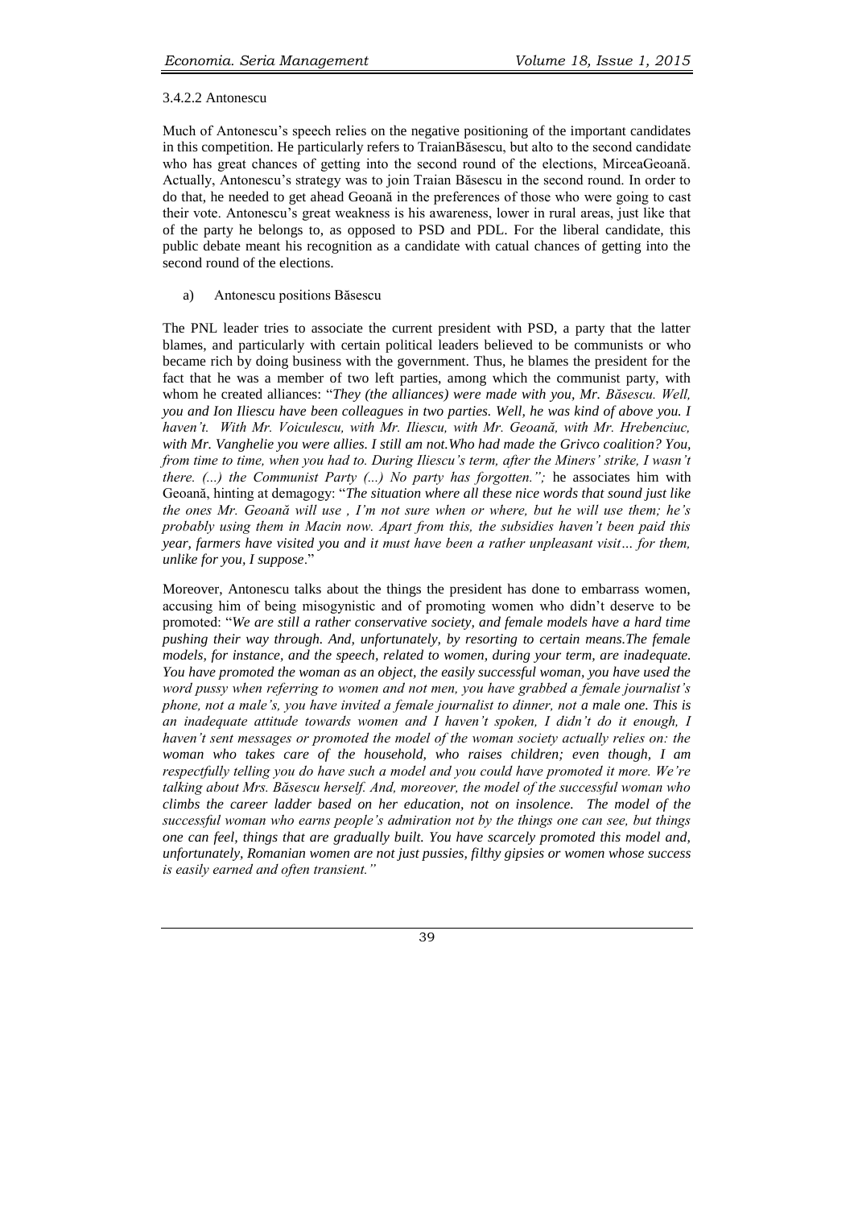3.4.2.2 Antonescu

Much of Antonescu's speech relies on the negative positioning of the important candidates in this competition. He particularly refers to TraianBăsescu, but alto to the second candidate who has great chances of getting into the second round of the elections, MirceaGeoană. Actually, Antonescu's strategy was to join Traian Băsescu in the second round. In order to do that, he needed to get ahead Geoană in the preferences of those who were going to cast their vote. Antonescu's great weakness is his awareness, lower in rural areas, just like that of the party he belongs to, as opposed to PSD and PDL. For the liberal candidate, this public debate meant his recognition as a candidate with catual chances of getting into the second round of the elections.

a) Antonescu positions Băsescu

The PNL leader tries to associate the current president with PSD, a party that the latter blames, and particularly with certain political leaders believed to be communists or who became rich by doing business with the government. Thus, he blames the president for the fact that he was a member of two left parties, among which the communist party, with whom he created alliances: "*They (the alliances) were made with you, Mr. Băsescu. Well, you and Ion Iliescu have been colleagues in two parties. Well, he was kind of above you. I haven't. With Mr. Voiculescu, with Mr. Iliescu, with Mr. Geoană, with Mr. Hrebenciuc, with Mr. Vanghelie you were allies. I still am not.Who had made the Grivco coalition? You, from time to time, when you had to. During Iliescu's term, after the Miners' strike, I wasn't there. (...) the Communist Party (...) No party has forgotten.";* he associates him with Geoană, hinting at demagogy: "*The situation where all these nice words that sound just like the ones Mr. Geoană will use , I'm not sure when or where, but he will use them; he's probably using them in Macin now. Apart from this, the subsidies haven't been paid this year, farmers have visited you and it must have been a rather unpleasant visit… for them, unlike for you, I suppose*."

Moreover, Antonescu talks about the things the president has done to embarrass women, accusing him of being misogynistic and of promoting women who didn't deserve to be promoted: "*We are still a rather conservative society, and female models have a hard time pushing their way through. And, unfortunately, by resorting to certain means.The female models, for instance, and the speech, related to women, during your term, are inadequate. You have promoted the woman as an object, the easily successful woman, you have used the word pussy when referring to women and not men, you have grabbed a female journalist's phone, not a male's, you have invited a female journalist to dinner, not a male one. This is an inadequate attitude towards women and I haven't spoken, I didn't do it enough, I haven't sent messages or promoted the model of the woman society actually relies on: the woman who takes care of the household, who raises children; even though, I am respectfully telling you do have such a model and you could have promoted it more. We're talking about Mrs. Băsescu herself. And, moreover, the model of the successful woman who climbs the career ladder based on her education, not on insolence. The model of the successful woman who earns people's admiration not by the things one can see, but things one can feel, things that are gradually built. You have scarcely promoted this model and, unfortunately, Romanian women are not just pussies, filthy gipsies or women whose success is easily earned and often transient.*"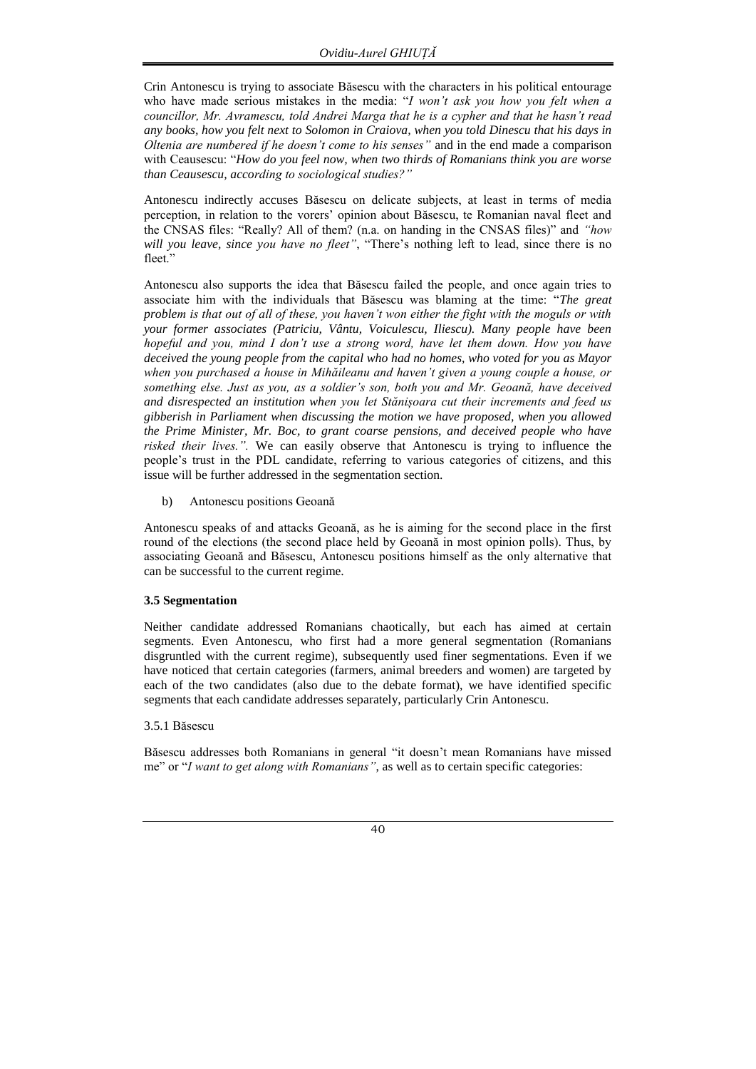Crin Antonescu is trying to associate Băsescu with the characters in his political entourage who have made serious mistakes in the media: "*I won't ask you how you felt when a councillor, Mr. Avramescu, told Andrei Marga that he is a cypher and that he hasn't read any books, how you felt next to Solomon in Craiova, when you told Dinescu that his days in Oltenia are numbered if he doesn't come to his senses"* and in the end made a comparison with Ceausescu: "*How do you feel now, when two thirds of Romanians think you are worse than Ceausescu, according to sociological studies?"*

Antonescu indirectly accuses Băsescu on delicate subjects, at least in terms of media perception, in relation to the vorers' opinion about Băsescu, te Romanian naval fleet and the CNSAS files: "Really? All of them? (n.a. on handing in the CNSAS files)" and *"how will you leave, since you have no fleet"*, "There's nothing left to lead, since there is no fleet."

Antonescu also supports the idea that Băsescu failed the people, and once again tries to associate him with the individuals that Băsescu was blaming at the time: "*The great problem is that out of all of these, you haven't won either the fight with the moguls or with your former associates (Patriciu, Vântu, Voiculescu, Iliescu). Many people have been hopeful and you, mind I don't use a strong word, have let them down. How you have deceived the young people from the capital who had no homes, who voted for you as Mayor when you purchased a house in Mihăileanu and haven't given a young couple a house, or something else. Just as you, as a soldier's son, both you and Mr. Geoană, have deceived and disrespected an institution when you let Stănişoara cut their increments and feed us gibberish in Parliament when discussing the motion we have proposed, when you allowed the Prime Minister, Mr. Boc, to grant coarse pensions, and deceived people who have risked their lives."*. We can easily observe that Antonescu is trying to influence the people's trust in the PDL candidate, referring to various categories of citizens, and this issue will be further addressed in the segmentation section.

b) Antonescu positions Geoană

Antonescu speaks of and attacks Geoană, as he is aiming for the second place in the first round of the elections (the second place held by Geoană in most opinion polls). Thus, by associating Geoană and Băsescu, Antonescu positions himself as the only alternative that can be successful to the current regime.

**3.5 Segmentation**

Neither candidate addressed Romanians chaotically, but each has aimed at certain segments. Even Antonescu, who first had a more general segmentation (Romanians disgruntled with the current regime), subsequently used finer segmentations. Even if we have noticed that certain categories (farmers, animal breeders and women) are targeted by each of the two candidates (also due to the debate format), we have identified specific segments that each candidate addresses separately, particularly Crin Antonescu.

3.5.1 Băsescu

Băsescu addresses both Romanians in general "it doesn't mean Romanians have missed me" or "*I want to get along with Romanians"*, as well as to certain specific categories: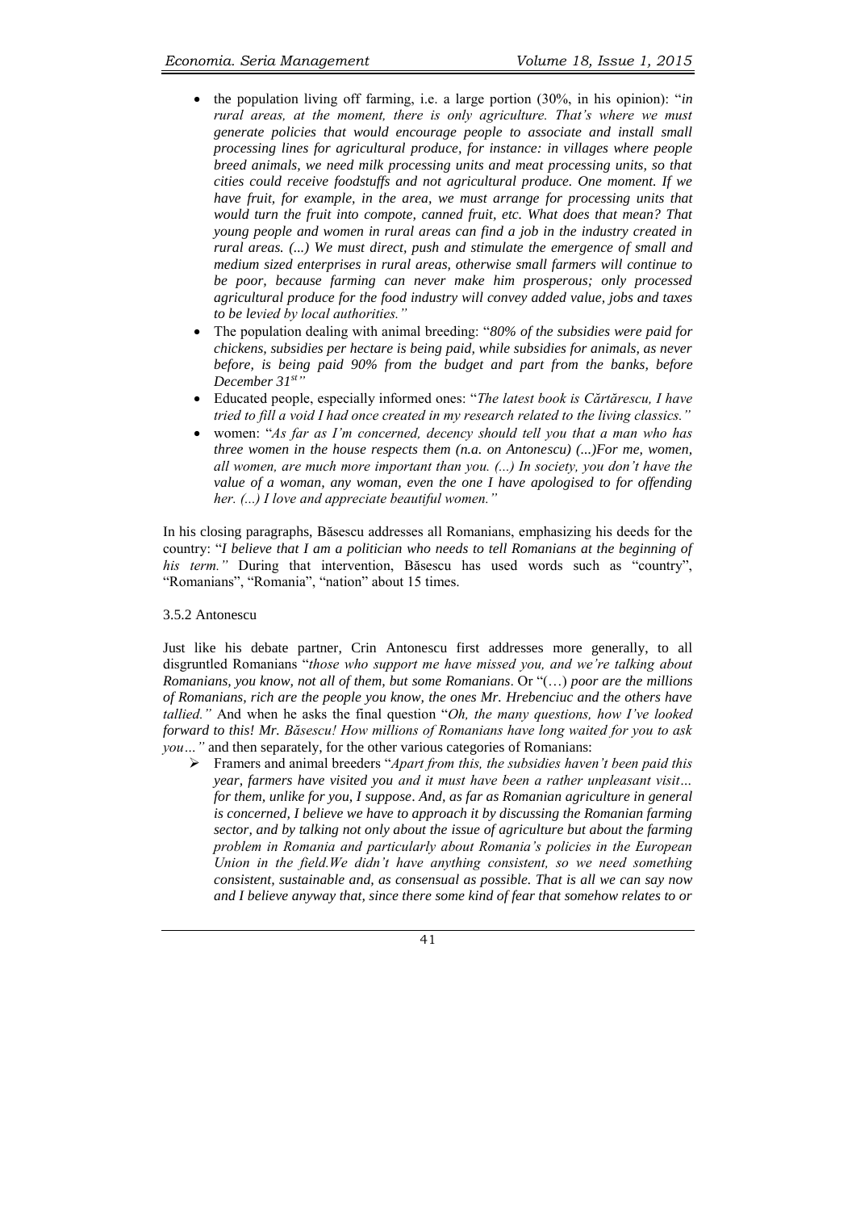- the population living off farming, i.e. a large portion (30%, in his opinion): "*in rural areas, at the moment, there is only agriculture. That's where we must generate policies that would encourage people to associate and install small processing lines for agricultural produce, for instance: in villages where people breed animals, we need milk processing units and meat processing units, so that cities could receive foodstuffs and not agricultural produce. One moment. If we have fruit, for example, in the area, we must arrange for processing units that would turn the fruit into compote, canned fruit, etc. What does that mean? That young people and women in rural areas can find a job in the industry created in rural areas. (...) We must direct, push and stimulate the emergence of small and medium sized enterprises in rural areas, otherwise small farmers will continue to be poor, because farming can never make him prosperous; only processed agricultural produce for the food industry will convey added value, jobs and taxes to be levied by local authorities.*"
- The population dealing with animal breeding: "*80% of the subsidies were paid for chickens, subsidies per hectare is being paid, while subsidies for animals, as never before, is being paid 90% from the budget and part from the banks, before December 31st*"
- Educated people, especially informed ones: "*The latest book is Cărtărescu, I have tried to fill a void I had once created in my research related to the living classics.*"
- women: "*As far as I'm concerned, decency should tell you that a man who has three women in the house respects them (n.a. on Antonescu) (...)For me, women, all women, are much more important than you. (...) In society, you don't have the value of a woman, any woman, even the one I have apologised to for offending her. (...) I love and appreciate beautiful women.*"

In his closing paragraphs, Băsescu addresses all Romanians, emphasizing his deeds for the country: "*I believe that I am a politician who needs to tell Romanians at the beginning of his term.*" During that intervention, Băsescu has used words such as "country", "Romanians", "Romania", "nation" about 15 times.

3.5.2 Antonescu

Just like his debate partner, Crin Antonescu first addresses more generally, to all disgruntled Romanians "*those who support me have missed you, and we're talking about Romanians, you know, not all of them, but some Romanians*. Or "(…) *poor are the millions of Romanians, rich are the people you know, the ones Mr. Hrebenciuc and the others have tallied.*" And when he asks the final question "*Oh, the many questions, how I've looked forward to this! Mr. Băsescu! How millions of Romanians have long waited for you to ask you…*" and then separately, for the other various categories of Romanians:

- Framers and animal breeders "*Apart from this, the subsidies haven't been paid this year, farmers have visited you and it must have been a rather unpleasant visit… for them, unlike for you, I suppose*. *And, as far as Romanian agriculture in general is concerned, I believe we have to approach it by discussing the Romanian farming sector, and by talking not only about the issue of agriculture but about the farming problem in Romania and particularly about Romania's policies in the European Union in the field.We didn't have anything consistent, so we need something consistent, sustainable and, as consensual as possible. That is all we can say now and I believe anyway that, since there some kind of fear that somehow relates to or*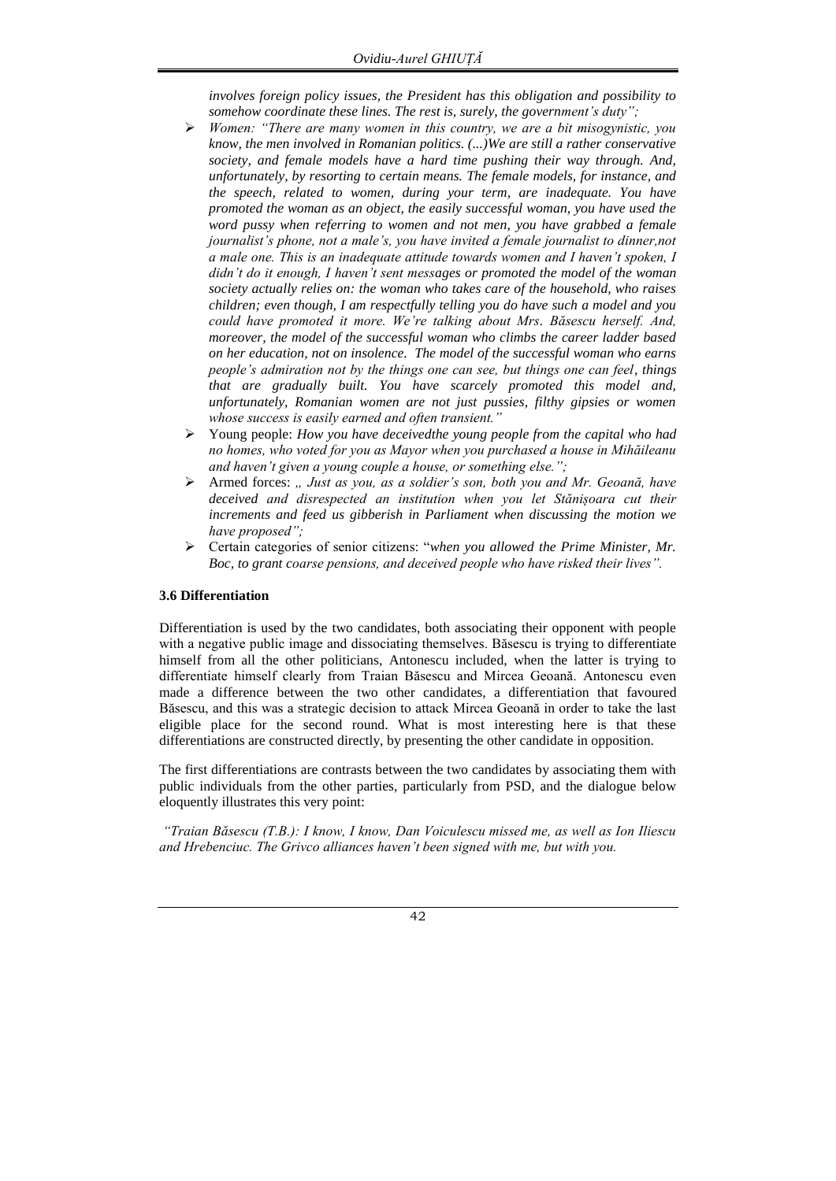*involves foreign policy issues, the President has this obligation and possibility to somehow coordinate these lines. The rest is, surely, the government's duty";*

- *Women: "There are many women in this country, we are a bit misogynistic, you know, the men involved in Romanian politics. (...)We are still a rather conservative society, and female models have a hard time pushing their way through. And, unfortunately, by resorting to certain means. The female models, for instance, and the speech, related to women, during your term, are inadequate. You have promoted the woman as an object, the easily successful woman, you have used the word pussy when referring to women and not men, you have grabbed a female journalist's phone, not a male's, you have invited a female journalist to dinner,not a male one. This is an inadequate attitude towards women and I haven't spoken, I didn't do it enough, I haven't sent messages or promoted the model of the woman society actually relies on: the woman who takes care of the household, who raises children; even though, I am respectfully telling you do have such a model and you could have promoted it more. We're talking about Mrs. Băsescu herself. And, moreover, the model of the successful woman who climbs the career ladder based on her education, not on insolence. The model of the successful woman who earns people's admiration not by the things one can see, but things one can feel, things that are gradually built. You have scarcely promoted this model and, unfortunately, Romanian women are not just pussies, filthy gipsies or women whose success is easily earned and often transient."*
- Young people: *How you have deceivedthe young people from the capital who had no homes, who voted for you as Mayor when you purchased a house in Mihăileanu and haven't given a young couple a house, or something else.";*
- Armed forces: *„ Just as you, as a soldier's son, both you and Mr. Geoană, have deceived and disrespected an institution when you let Stănişoara cut their increments and feed us gibberish in Parliament when discussing the motion we have proposed";*
- Certain categories of senior citizens: "*when you allowed the Prime Minister, Mr. Boc, to grant coarse pensions, and deceived people who have risked their lives".*

### 3.6 Differentiation

Differentiation is used by the two candidates, both associating their opponent with people with a negative public image and dissociating themselves. Băsescu is trying to differentiate himself from all the other politicians, Antonescu included, when the latter is trying to differentiate himself clearly from Traian Băsescu and Mircea Geoană. Antonescu even made a difference between the two other candidates, a differentiation that favoured Băsescu, and this was a strategic decision to attack Mircea Geoană in order to take the last eligible place for the second round. What is most interesting here is that these differentiations are constructed directly, by presenting the other candidate in opposition.

The first differentiations are contrasts between the two candidates by associating them with public individuals from the other parties, particularly from PSD, and the dialogue below eloquently illustrates this very point:

*"Traian Băsescu (T.B.): I know, I know, Dan Voiculescu missed me, as well as Ion Iliescu and Hrebenciuc. The Grivco alliances haven't been signed with me, but with you.*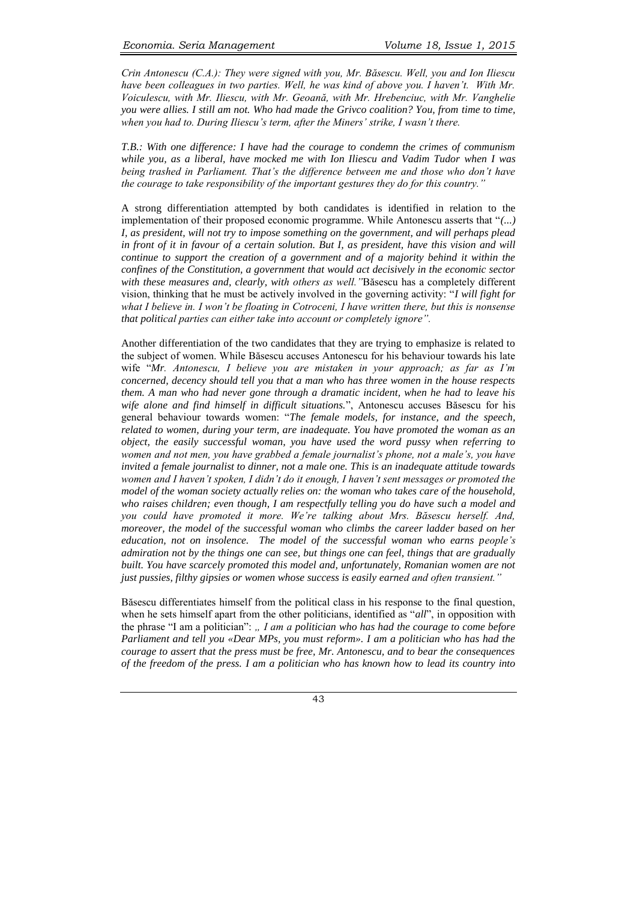*Crin Antonescu (C.A.): They were signed with you, Mr. Băsescu. Well, you and Ion Iliescu have been colleagues in two parties. Well, he was kind of above you. I haven't. With Mr. Voiculescu, with Mr. Iliescu, with Mr. Geoană, with Mr. Hrebenciuc, with Mr. Vanghelie you were allies. I still am not. Who had made the Grivco coalition? You, from time to time, when you had to. During Iliescu's term, after the Miners' strike, I wasn't there.*

*T.B.: With one difference: I have had the courage to condemn the crimes of communism while you, as a liberal, have mocked me with Ion Iliescu and Vadim Tudor when I was being trashed in Parliament. That's the difference between me and those who don't have the courage to take responsibility of the important gestures they do for this country."*

A strong differentiation attempted by both candidates is identified in relation to the implementation of their proposed economic programme. While Antonescu asserts that "*(...) I, as president, will not try to impose something on the government, and will perhaps plead in front of it in favour of a certain solution. But I, as president, have this vision and will continue to support the creation of a government and of a majority behind it within the confines of the Constitution, a government that would act decisively in the economic sector with these measures and, clearly, with others as well."* Băsescu has a completely different vision, thinking that he must be actively involved in the governing activity: "*I will fight for what I believe in. I won't be floating in Cotroceni, I have written there, but this is nonsense that political parties can either take into account or completely ignore".*

Another differentiation of the two candidates that they are trying to emphasize is related to the subject of women. While Băsescu accuses Antonescu for his behaviour towards his late wife "*Mr. Antonescu, I believe you are mistaken in your approach; as far as I'm concerned, decency should tell you that a man who has three women in the house respects them. A man who had never gone through a dramatic incident, when he had to leave his wife alone and find himself in difficult situations.*", Antonescu accuses Băsescu for his general behaviour towards women: "*The female models, for instance, and the speech, related to women, during your term, are inadequate. You have promoted the woman as an object, the easily successful woman, you have used the word pussy when referring to women and not men, you have grabbed a female journalist's phone, not a male's, you have invited a female journalist to dinner, not a male one. This is an inadequate attitude towards women and I haven't spoken, I didn't do it enough, I haven't sent messages or promoted the model of the woman society actually relies on: the woman who takes care of the household, who raises children; even though, I am respectfully telling you do have such a model and you could have promoted it more. We're talking about Mrs. Băsescu herself. And, moreover, the model of the successful woman who climbs the career ladder based on her education, not on insolence. The model of the successful woman who earns people's admiration not by the things one can see, but things one can feel, things that are gradually built. You have scarcely promoted this model and, unfortunately, Romanian women are not just pussies, filthy gipsies or women whose success is easily earned and often transient."*

Băsescu differentiates himself from the political class in his response to the final question, when he sets himself apart from the other politicians, identified as "*all*", in opposition with the phrase "I am a politician": *„ I am a politician who has had the courage to come before Parliament and tell you «Dear MPs, you must reform». I am a politician who has had the courage to assert that the press must be free, Mr. Antonescu, and to bear the consequences of the freedom of the press. I am a politician who has known how to lead its country into*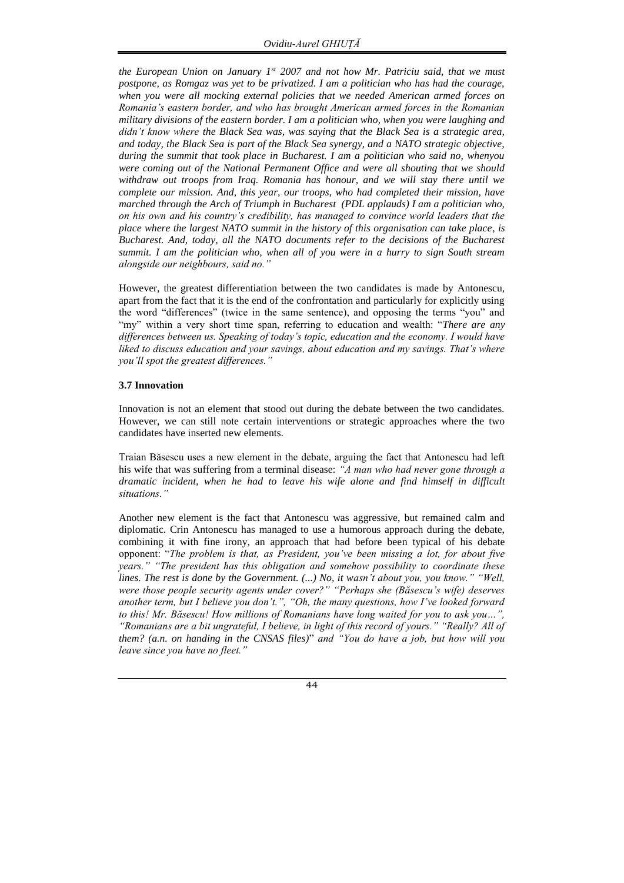*the European Union on January 1st 2007 and not how Mr. Patriciu said, that we must postpone, as Romgaz was yet to be privatized. I am a politician who has had the courage, when you were all mocking external policies that we needed American armed forces on Romania's eastern border, and who has brought American armed forces in the Romanian military divisions of the eastern border. I am a politician who, when you were laughing and didn't know where the Black Sea was, was saying that the Black Sea is a strategic area, and today, the Black Sea is part of the Black Sea synergy, and a NATO strategic objective, during the summit that took place in Bucharest. I am a politician who said no, whenyou were coming out of the National Permanent Office and were all shouting that we should withdraw out troops from Iraq. Romania has honour, and we will stay there until we complete our mission. And, this year, our troops, who had completed their mission, have marched through the Arch of Triumph in Bucharest (PDL applauds) I am a politician who, on his own and his country's credibility, has managed to convince world leaders that the place where the largest NATO summit in the history of this organisation can take place, is Bucharest. And, today, all the NATO documents refer to the decisions of the Bucharest summit. I am the politician who, when all of you were in a hurry to sign South stream alongside our neighbours, said no."*

However, the greatest differentiation between the two candidates is made by Antonescu, apart from the fact that it is the end of the confrontation and particularly for explicitly using the word "differences" (twice in the same sentence), and opposing the terms "you" and "my" within a very short time span, referring to education and wealth: "*There are any differences between us. Speaking of today's topic, education and the economy. I would have liked to discuss education and your savings, about education and my savings. That's where you'll spot the greatest differences."*

### 3.7 Innovation

Innovation is not an element that stood out during the debate between the two candidates. However, we can still note certain interventions or strategic approaches where the two candidates have inserted new elements.

Traian Băsescu uses a new element in the debate, arguing the fact that Antonescu had left his wife that was suffering from a terminal disease: *"A man who had never gone through a dramatic incident, when he had to leave his wife alone and find himself in difficult situations."*

Another new element is the fact that Antonescu was aggressive, but remained calm and diplomatic. Crin Antonescu has managed to use a humorous approach during the debate, combining it with fine irony, an approach that had before been typical of his debate opponent: "*The problem is that, as President, you've been missing a lot, for about five years." "The president has this obligation and somehow possibility to coordinate these lines. The rest is done by the Government. (...) No, it wasn't about you, you know." "Well, were those people security agents under cover?" "Perhaps she (Băsescu's wife) deserves another term, but I believe you don't.", "Oh, the many questions, how I've looked forward to this! Mr. Băsescu! How millions of Romanians have long waited for you to ask you…", "Romanians are a bit ungrateful, I believe, in light of this record of yours." "Really? All of them? (a.n. on handing in the CNSAS files)*" *and "You do have a job, but how will you leave since you have no fleet."*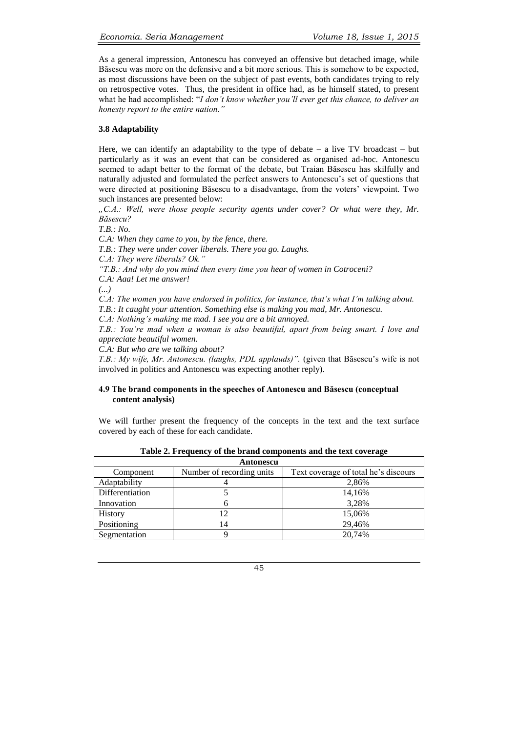As a general impression, Antonescu has conveyed an offensive but detached image, while Băsescu was more on the defensive and a bit more serious. This is somehow to be expected, as most discussions have been on the subject of past events, both candidates trying to rely on retrospective votes. Thus, the president in office had, as he himself stated, to present what he had accomplished: "*I don't know whether you'll ever get this chance, to deliver an honesty report to the entire nation.*"

### 3.8 Adaptability

Here, we can identify an adaptability to the type of debate – a live TV broadcast – but particularly as it was an event that can be considered as organised ad-hoc. Antonescu seemed to adapt better to the format of the debate, but Traian Băsescu has skilfully and naturally adjusted and formulated the perfect answers to Antonescu's set of questions that were directed at positioning Băsescu to a disadvantage, from the voters' viewpoint. Two such instances are presented below:

*„C.A.: Well, were those people security agents under cover? Or what were they, Mr. Băsescu?*

*T.B.: No.*

*C.A: When they came to you, by the fence, there.*

*T.B.: They were under cover liberals. There you go. Laughs.*

*C.A: They were liberals? Ok."*

*"T.B.: And why do you mind then every time you hear of women in Cotroceni?*

*C.A: Aaa! Let me answer!*

*(...)*

*C.A: The women you have endorsed in politics, for instance, that's what I'm talking about.*

*T.B.: It caught your attention. Something else is making you mad, Mr. Antonescu.*

*C.A: Nothing's making me mad. I see you are a bit annoyed.*

*T.B.: You're mad when a woman is also beautiful, apart from being smart. I love and appreciate beautiful women.*

*C.A: But who are we talking about?*

*T.B.: My wife, Mr. Antonescu. (laughs, PDL applauds)".* (given that Băsescu's wife is not involved in politics and Antonescu was expecting another reply).

### 4.9 The brand components in the speeches of Antonescu and Băsescu (conceptual content analysis)

We will further present the frequency of the concepts in the text and the text surface covered by each of these for each candidate.

**Table 2. Frequency of the brand components and the text coverage**

| Antonescu | | |
|---|---|---|
| Component | Number of recording units | Text coverage of total he's discours |
| Adaptability | 4 | 2,86% |
| Differentiation | 5 | 14,16% |
| Innovation | 6 | 3,28% |
| History | 12 | 15,06% |
| Positioning | 14 | 29,46% |
| Segmentation | 9 | 20,74% |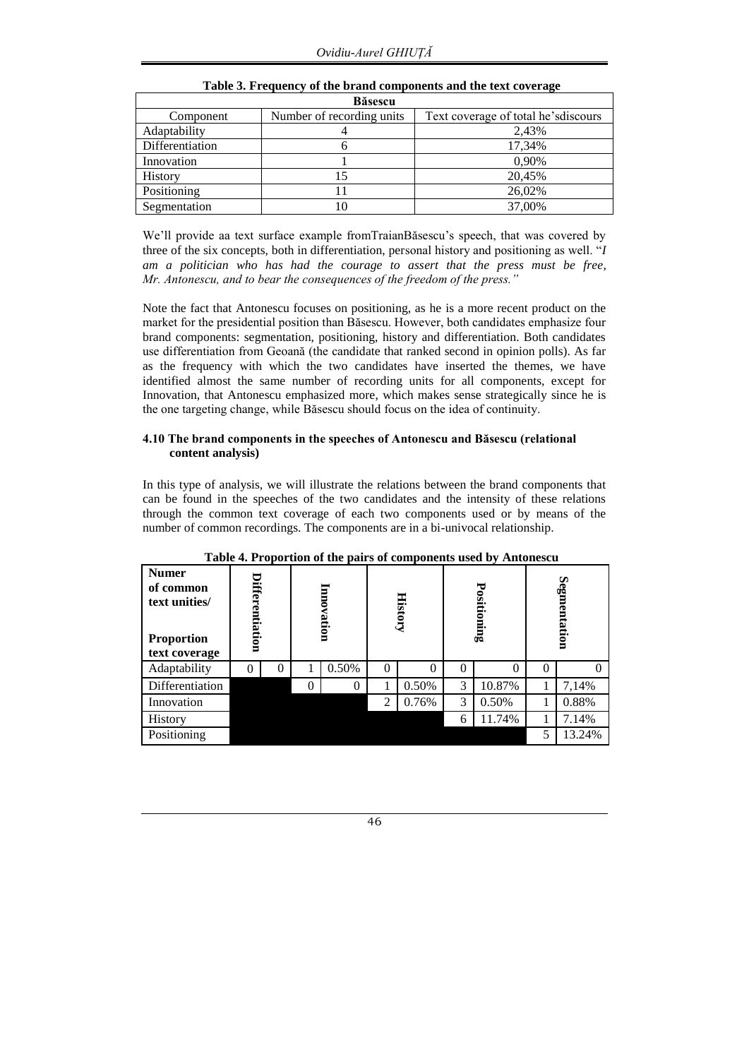**Table 3. Frequency of the brand components and the text coverage**

| Băsescu | | |
|---|---|---|
| Component | Number of recording units | Text coverage of total he'sdiscours |
| Adaptability | 4 | 2,43% |
| Differentiation | 6 | 17,34% |
| Innovation | 1 | 0,90% |
| History | 15 | 20,45% |
| Positioning | 11 | 26,02% |
| Segmentation | 10 | 37,00% |

We'll provide aa text surface example fromTraianBăsescu's speech, that was covered by three of the six concepts, both in differentiation, personal history and positioning as well. "*I am a politician who has had the courage to assert that the press must be free, Mr. Antonescu, and to bear the consequences of the freedom of the press.*"

Note the fact that Antonescu focuses on positioning, as he is a more recent product on the market for the presidential position than Băsescu. However, both candidates emphasize four brand components: segmentation, positioning, history and differentiation. Both candidates use differentiation from Geoană (the candidate that ranked second in opinion polls). As far as the frequency with which the two candidates have inserted the themes, we have identified almost the same number of recording units for all components, except for Innovation, that Antonescu emphasized more, which makes sense strategically since he is the one targeting change, while Băsescu should focus on the idea of continuity.

### 4.10 The brand components in the speeches of Antonescu and Băsescu (relational content analysis)

In this type of analysis, we will illustrate the relations between the brand components that can be found in the speeches of the two candidates and the intensity of these relations through the common text coverage of each two components used or by means of the number of common recordings. The components are in a bi-univocal relationship.

**Table 4. Proportion of the pairs of components used by Antonescu**

| **Numer of common text unities/ Proportion text coverage** | **Differentiation** | | **Innovation** | | **History** | | **Positioning** | | **Segmentation** | |
|---|---|---|---|---|---|---|---|---|---|---|
| Adaptability | 0 | 0 | 1 | 0.50% | 0 | 0 | 0 | 0 | 0 | 0 |
| Differentiation | | | 0 | 0 | 1 | 0.50% | 3 | 10.87% | 1 | 7,14% |
| Innovation | | | | | 2 | 0.76% | 3 | 0.50% | 1 | 0.88% |
| History | | | | | | | 6 | 11.74% | 1 | 7.14% |
| Positioning | | | | | | | | | 5 | 13.24% |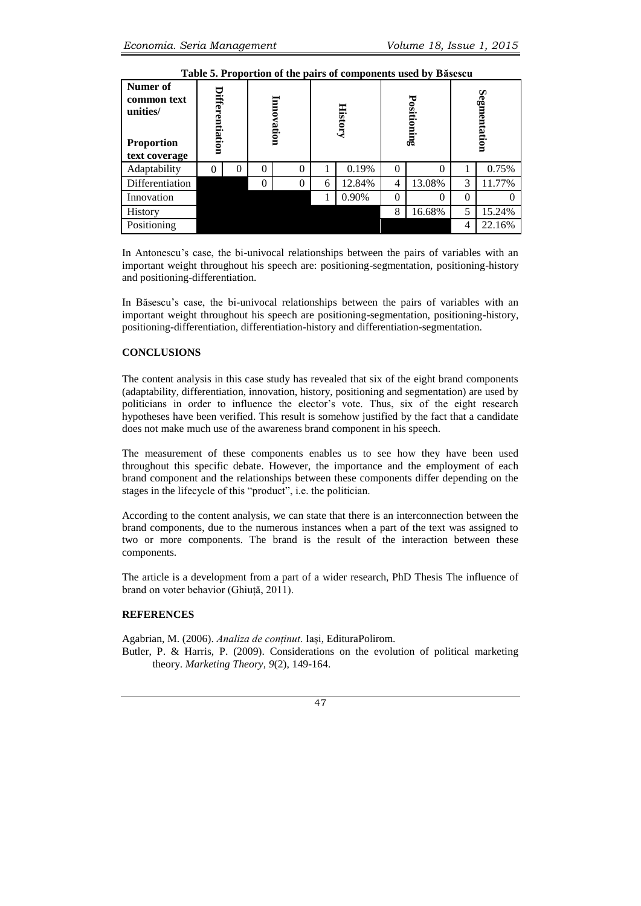**Table 5. Proportion of the pairs of components used by Băsescu**

| Numer of common text unities/ Proportion text coverage | Differentiation | | Innovation | | History | | Positioning | | Segmentation | |
|---|---|---|---|---|---|---|---|---|---|---|
| Adaptability | 0 | 0 | 0 | 0 | 1 | 0.19% | 0 | 0 | 1 | 0.75% |
| Differentiation | | | 0 | 0 | 6 | 12.84% | 4 | 13.08% | 3 | 11.77% |
| Innovation | | | | | 1 | 0.90% | 0 | 0 | 0 | 0 |
| History | | | | | | | 8 | 16.68% | 5 | 15.24% |
| Positioning | | | | | | | | | 4 | 22.16% |

In Antonescu's case, the bi-univocal relationships between the pairs of variables with an important weight throughout his speech are: positioning-segmentation, positioning-history and positioning-differentiation.

In Băsescu's case, the bi-univocal relationships between the pairs of variables with an important weight throughout his speech are positioning-segmentation, positioning-history, positioning-differentiation, differentiation-history and differentiation-segmentation.

## CONCLUSIONS

The content analysis in this case study has revealed that six of the eight brand components (adaptability, differentiation, innovation, history, positioning and segmentation) are used by politicians in order to influence the elector's vote. Thus, six of the eight research hypotheses have been verified. This result is somehow justified by the fact that a candidate does not make much use of the awareness brand component in his speech.

The measurement of these components enables us to see how they have been used throughout this specific debate. However, the importance and the employment of each brand component and the relationships between these components differ depending on the stages in the lifecycle of this "product", i.e. the politician.

According to the content analysis, we can state that there is an interconnection between the brand components, due to the numerous instances when a part of the text was assigned to two or more components. The brand is the result of the interaction between these components.

The article is a development from a part of a wider research, PhD Thesis The influence of brand on voter behavior (Ghiuță, 2011).

## REFERENCES

Agabrian, M. (2006). *Analiza de conținut*. Iași, EdituraPolirom.

Butler, P. & Harris, P. (2009). Considerations on the evolution of political marketing theory. *Marketing Theory, 9*(2), 149-164.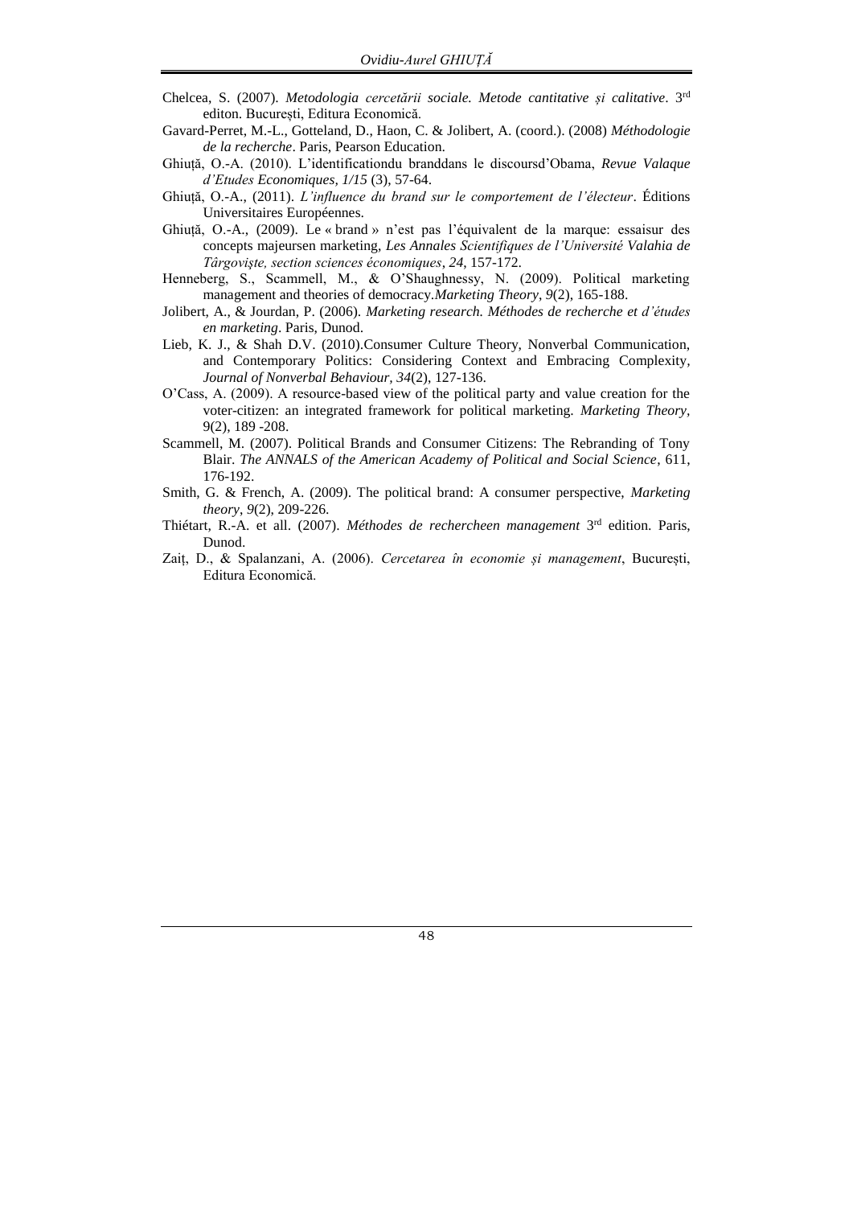Chelcea, S. (2007). *Metodologia cercetării sociale. Metode cantitative și calitative*. 3rd editon. București, Editura Economică.

Gavard-Perret, M.-L., Gotteland, D., Haon, C. & Jolibert, A. (coord.). (2008) *Méthodologie de la recherche*. Paris, Pearson Education.

Ghiuţă, O.-A. (2010). L'identificationdu branddans le discoursd'Obama, *Revue Valaque d'Etudes Economiques, 1/15* (3), 57-64.

Ghiuţă, O.-A., (2011). *L'influence du brand sur le comportement de l'électeur*. Éditions Universitaires Européennes.

Ghiuţă, O.-A., (2009). Le « brand » n'est pas l'équivalent de la marque: essaisur des concepts majeursen marketing, *Les Annales Scientifiques de l'Université Valahia de Târgovişte, section sciences économiques*, *24*, 157-172.

Henneberg, S., Scammell, M., & O'Shaughnessy, N. (2009). Political marketing management and theories of democracy.*Marketing Theory*, *9*(2), 165-188.

Jolibert, A., & Jourdan, P. (2006). *Marketing research. Méthodes de recherche et d'études en marketing*. Paris, Dunod.

Lieb, K. J., & Shah D.V. (2010).Consumer Culture Theory, Nonverbal Communication, and Contemporary Politics: Considering Context and Embracing Complexity, *Journal of Nonverbal Behaviour, 34*(2), 127-136.

O'Cass, A. (2009). A resource-based view of the political party and value creation for the voter-citizen: an integrated framework for political marketing. *Marketing Theory*, 9(2), 189 -208.

Scammell, M. (2007). Political Brands and Consumer Citizens: The Rebranding of Tony Blair. *The ANNALS of the American Academy of Political and Social Science*, 611, 176-192.

Smith, G. & French, A. (2009). The political brand: A consumer perspective, *Marketing theory*, *9*(2), 209-226.

Thiétart, R.-A. et all. (2007). *Méthodes de rechercheen management* 3rd edition. Paris, Dunod.

Zaiț, D., & Spalanzani, A. (2006). *Cercetarea în economie și management*, București, Editura Economică.